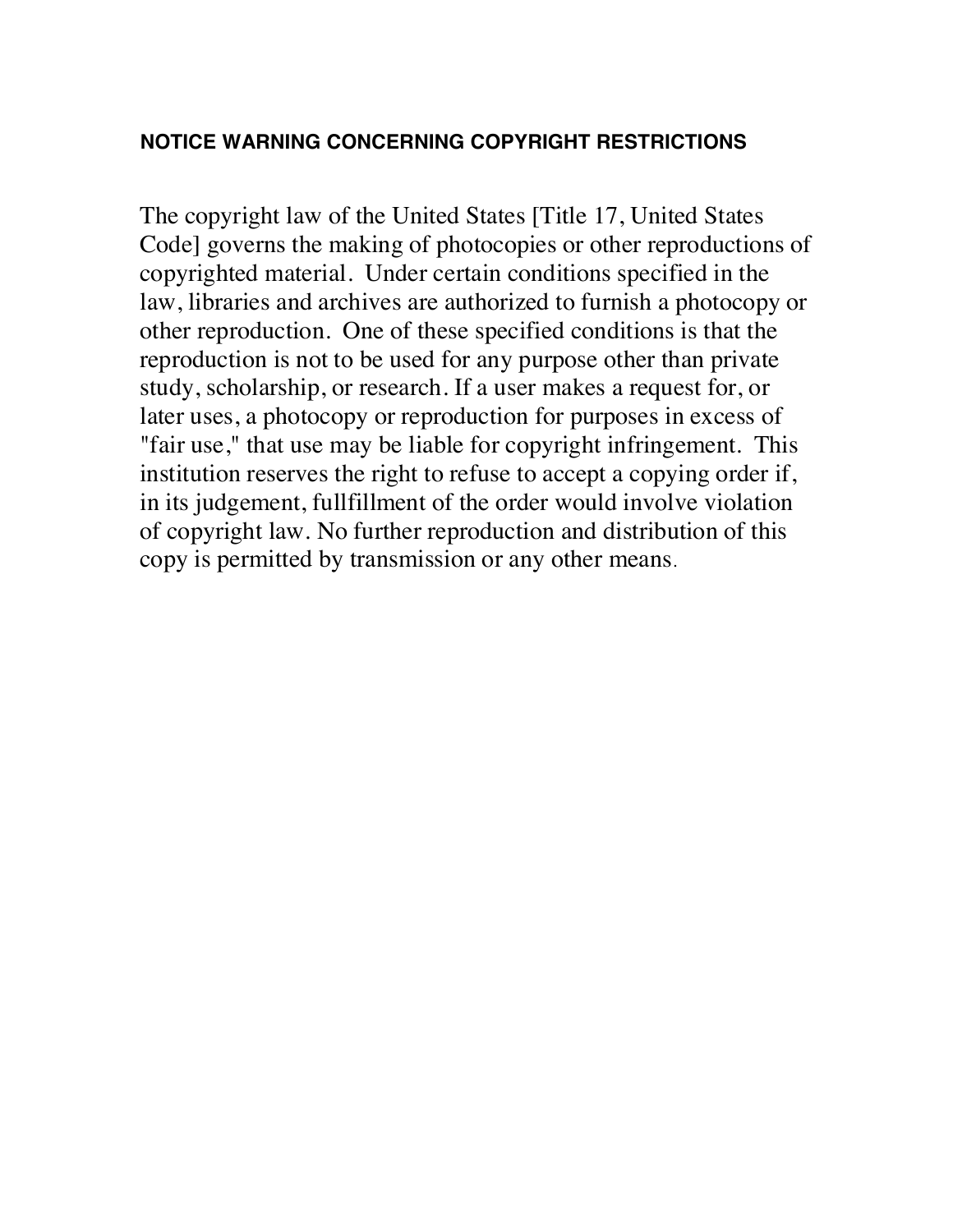**NOTICE WARNING CONCERNING COPYRIGHT RESTRICTIONS**

The copyright law of the United States [Title 17, United States Code] governs the making of photocopies or other reproductions of copyrighted material. Under certain conditions specified in the law, libraries and archives are authorized to furnish a photocopy or other reproduction. One of these specified conditions is that the reproduction is not to be used for any purpose other than private study, scholarship, or research. If a user makes a request for, or later uses, a photocopy or reproduction for purposes in excess of "fair use," that use may be liable for copyright infringement. This institution reserves the right to refuse to accept a copying order if, in its judgement, fullfillment of the order would involve violation of copyright law. No further reproduction and distribution of this copy is permitted by transmission or any other means.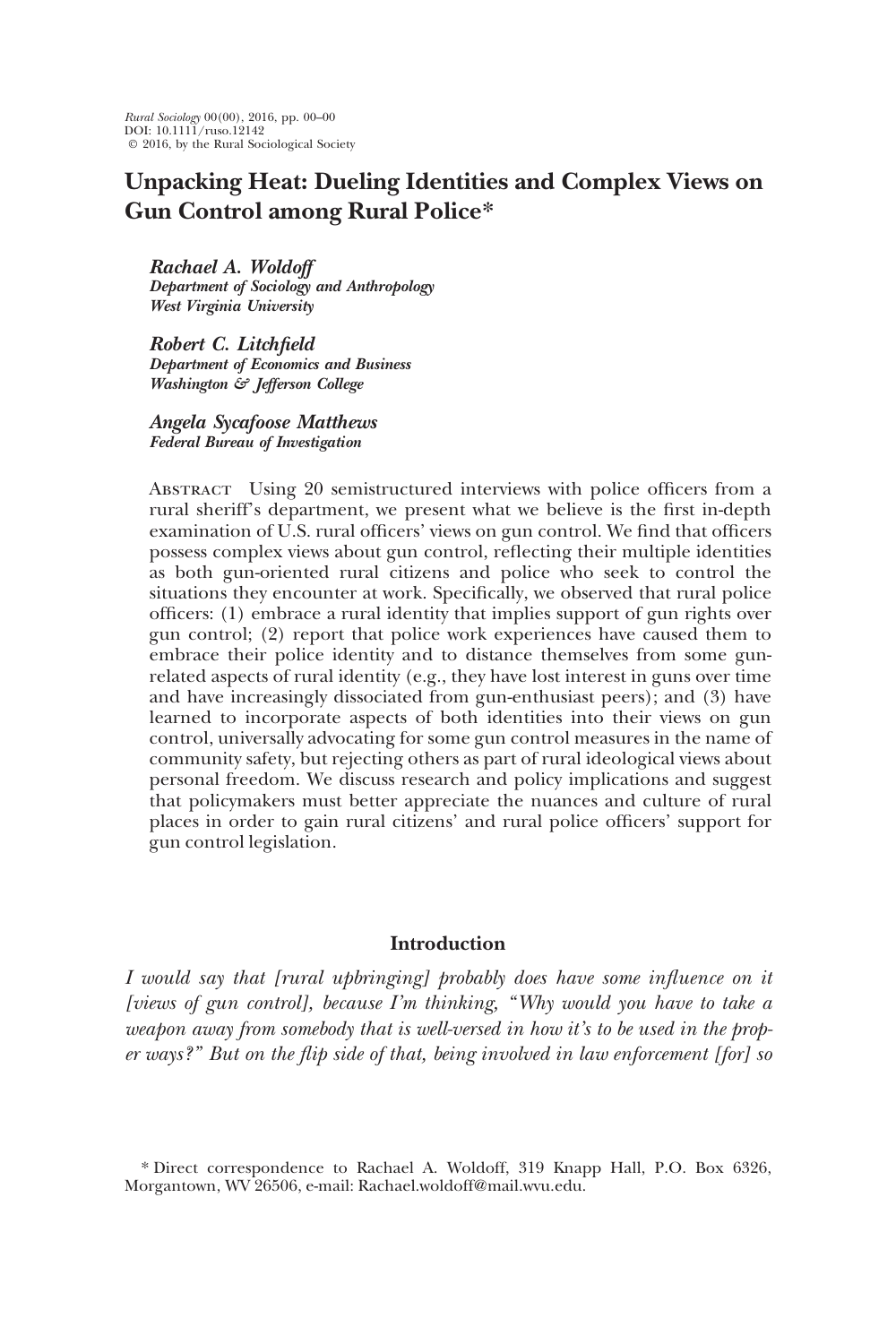# Unpacking Heat: Dueling Identities and Complex Views on Gun Control among Rural Police*

***Rachael A. Woldoff***
***Department of Sociology and Anthropology***
***West Virginia University***

***Robert C. Litchfield***
***Department of Economics and Business***
***Washington & Jefferson College***

***Angela Sycafoose Matthews***
***Federal Bureau of Investigation***

Abstract Using 20 semistructured interviews with police officers from a rural sheriff's department, we present what we believe is the first in-depth examination of U.S. rural officers' views on gun control. We find that officers possess complex views about gun control, reflecting their multiple identities as both gun-oriented rural citizens and police who seek to control the situations they encounter at work. Specifically, we observed that rural police officers: (1) embrace a rural identity that implies support of gun rights over gun control; (2) report that police work experiences have caused them to embrace their police identity and to distance themselves from some gun-related aspects of rural identity (e.g., they have lost interest in guns over time and have increasingly dissociated from gun-enthusiast peers); and (3) have learned to incorporate aspects of both identities into their views on gun control, universally advocating for some gun control measures in the name of community safety, but rejecting others as part of rural ideological views about personal freedom. We discuss research and policy implications and suggest that policymakers must better appreciate the nuances and culture of rural places in order to gain rural citizens' and rural police officers' support for gun control legislation.

## Introduction

*I would say that [rural upbringing] probably does have some influence on it [views of gun control], because I'm thinking, "Why would you have to take a weapon away from somebody that is well-versed in how it's to be used in the proper ways?" But on the flip side of that, being involved in law enforcement [for] so*

* Direct correspondence to Rachael A. Woldoff, 319 Knapp Hall, P.O. Box 6326, Morgantown, WV 26506, e-mail: Rachael.woldoff@mail.wvu.edu.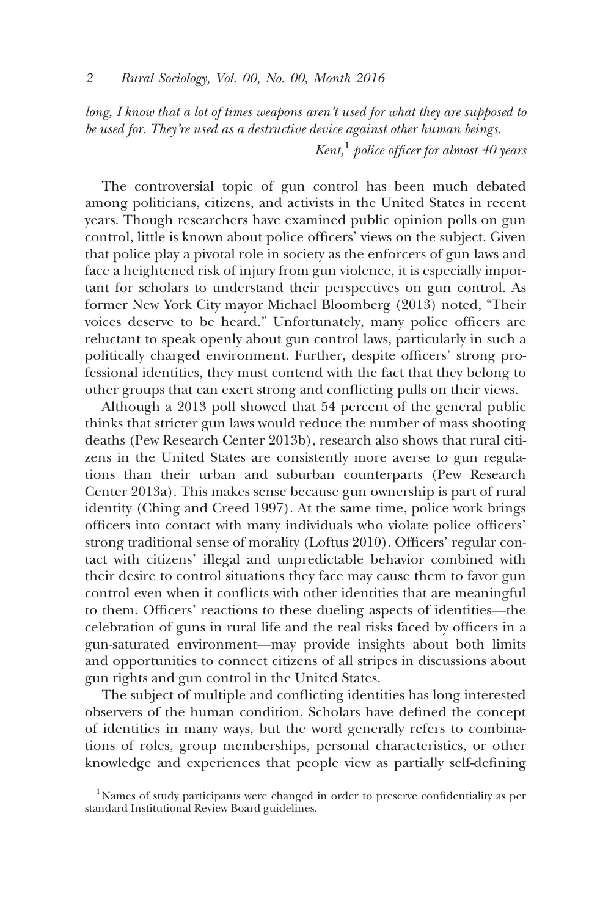*long, I know that a lot of times weapons aren't used for what they are supposed to be used for. They're used as a destructive device against other human beings.*

*Kent,*[1] *police officer for almost 40 years*

The controversial topic of gun control has been much debated among politicians, citizens, and activists in the United States in recent years. Though researchers have examined public opinion polls on gun control, little is known about police officers' views on the subject. Given that police play a pivotal role in society as the enforcers of gun laws and face a heightened risk of injury from gun violence, it is especially important for scholars to understand their perspectives on gun control. As former New York City mayor Michael Bloomberg (2013) noted, "Their voices deserve to be heard." Unfortunately, many police officers are reluctant to speak openly about gun control laws, particularly in such a politically charged environment. Further, despite officers' strong professional identities, they must contend with the fact that they belong to other groups that can exert strong and conflicting pulls on their views.

Although a 2013 poll showed that 54 percent of the general public thinks that stricter gun laws would reduce the number of mass shooting deaths (Pew Research Center 2013b), research also shows that rural citizens in the United States are consistently more averse to gun regulations than their urban and suburban counterparts (Pew Research Center 2013a). This makes sense because gun ownership is part of rural identity (Ching and Creed 1997). At the same time, police work brings officers into contact with many individuals who violate police officers' strong traditional sense of morality (Loftus 2010). Officers' regular contact with citizens' illegal and unpredictable behavior combined with their desire to control situations they face may cause them to favor gun control even when it conflicts with other identities that are meaningful to them. Officers' reactions to these dueling aspects of identities—the celebration of guns in rural life and the real risks faced by officers in a gun-saturated environment—may provide insights about both limits and opportunities to connect citizens of all stripes in discussions about gun rights and gun control in the United States.

The subject of multiple and conflicting identities has long interested observers of the human condition. Scholars have defined the concept of identities in many ways, but the word generally refers to combinations of roles, group memberships, personal characteristics, or other knowledge and experiences that people view as partially self-defining

[1] Names of study participants were changed in order to preserve confidentiality as per standard Institutional Review Board guidelines.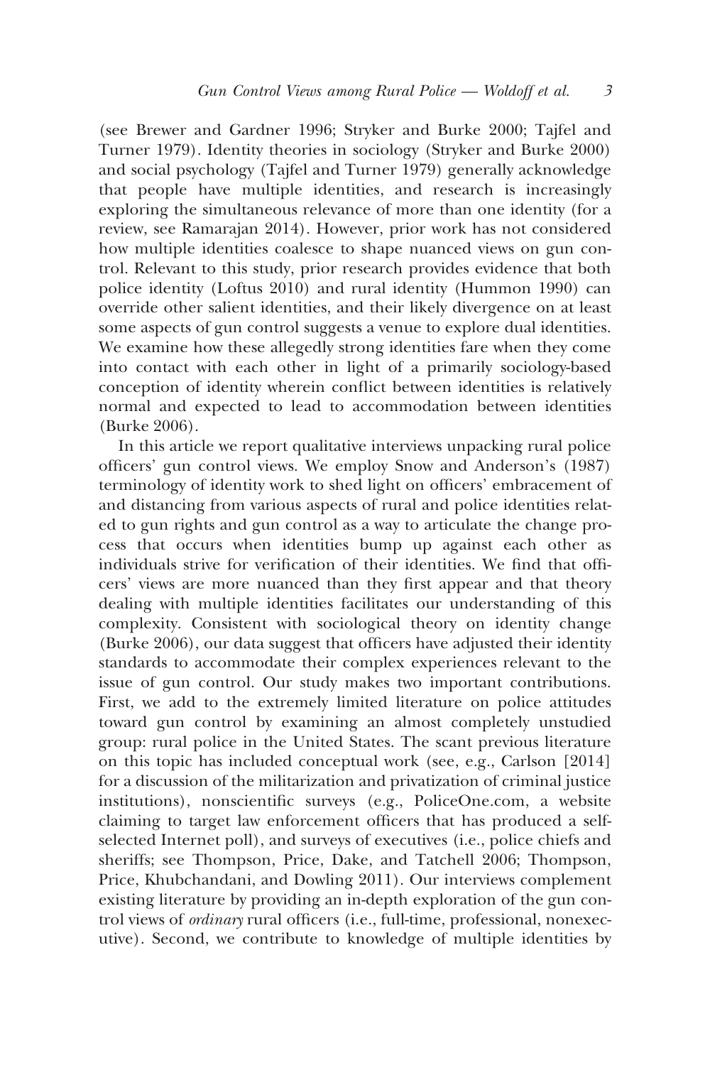(see Brewer and Gardner 1996; Stryker and Burke 2000; Tajfel and Turner 1979). Identity theories in sociology (Stryker and Burke 2000) and social psychology (Tajfel and Turner 1979) generally acknowledge that people have multiple identities, and research is increasingly exploring the simultaneous relevance of more than one identity (for a review, see Ramarajan 2014). However, prior work has not considered how multiple identities coalesce to shape nuanced views on gun control. Relevant to this study, prior research provides evidence that both police identity (Loftus 2010) and rural identity (Hummon 1990) can override other salient identities, and their likely divergence on at least some aspects of gun control suggests a venue to explore dual identities. We examine how these allegedly strong identities fare when they come into contact with each other in light of a primarily sociology-based conception of identity wherein conflict between identities is relatively normal and expected to lead to accommodation between identities (Burke 2006).

In this article we report qualitative interviews unpacking rural police officers' gun control views. We employ Snow and Anderson's (1987) terminology of identity work to shed light on officers' embracement of and distancing from various aspects of rural and police identities related to gun rights and gun control as a way to articulate the change process that occurs when identities bump up against each other as individuals strive for verification of their identities. We find that officers' views are more nuanced than they first appear and that theory dealing with multiple identities facilitates our understanding of this complexity. Consistent with sociological theory on identity change (Burke 2006), our data suggest that officers have adjusted their identity standards to accommodate their complex experiences relevant to the issue of gun control. Our study makes two important contributions. First, we add to the extremely limited literature on police attitudes toward gun control by examining an almost completely unstudied group: rural police in the United States. The scant previous literature on this topic has included conceptual work (see, e.g., Carlson [2014] for a discussion of the militarization and privatization of criminal justice institutions), nonscientific surveys (e.g., PoliceOne.com, a website claiming to target law enforcement officers that has produced a self-selected Internet poll), and surveys of executives (i.e., police chiefs and sheriffs; see Thompson, Price, Dake, and Tatchell 2006; Thompson, Price, Khubchandani, and Dowling 2011). Our interviews complement existing literature by providing an in-depth exploration of the gun control views of *ordinary* rural officers (i.e., full-time, professional, nonexecutive). Second, we contribute to knowledge of multiple identities by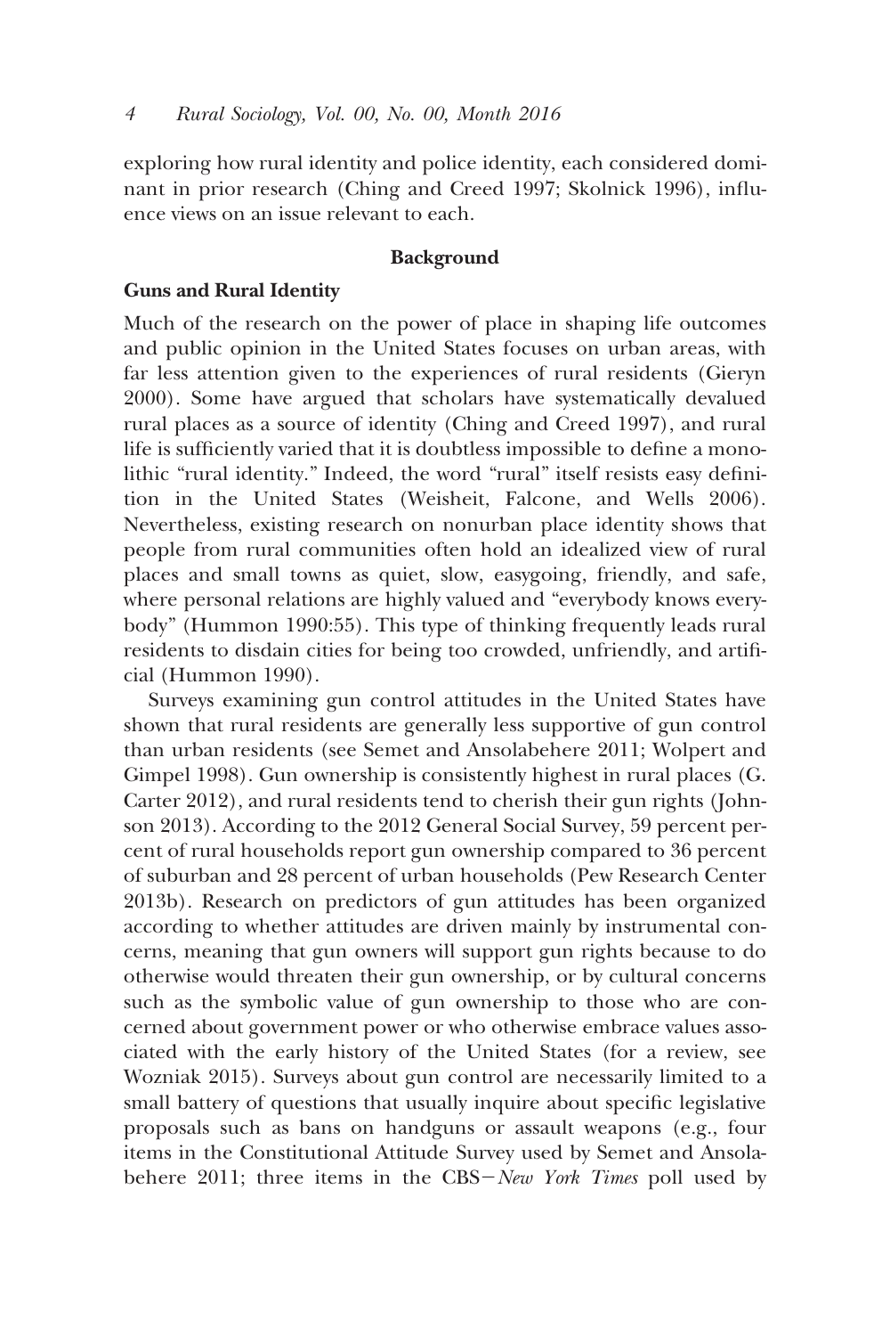exploring how rural identity and police identity, each considered dominant in prior research (Ching and Creed 1997; Skolnick 1996), influence views on an issue relevant to each.

## Background

### Guns and Rural Identity

Much of the research on the power of place in shaping life outcomes and public opinion in the United States focuses on urban areas, with far less attention given to the experiences of rural residents (Gieryn 2000). Some have argued that scholars have systematically devalued rural places as a source of identity (Ching and Creed 1997), and rural life is sufficiently varied that it is doubtless impossible to define a monolithic "rural identity." Indeed, the word "rural" itself resists easy definition in the United States (Weisheit, Falcone, and Wells 2006). Nevertheless, existing research on nonurban place identity shows that people from rural communities often hold an idealized view of rural places and small towns as quiet, slow, easygoing, friendly, and safe, where personal relations are highly valued and "everybody knows everybody" (Hummon 1990:55). This type of thinking frequently leads rural residents to disdain cities for being too crowded, unfriendly, and artificial (Hummon 1990).

Surveys examining gun control attitudes in the United States have shown that rural residents are generally less supportive of gun control than urban residents (see Semet and Ansolabehere 2011; Wolpert and Gimpel 1998). Gun ownership is consistently highest in rural places (G. Carter 2012), and rural residents tend to cherish their gun rights (Johnson 2013). According to the 2012 General Social Survey, 59 percent percent of rural households report gun ownership compared to 36 percent of suburban and 28 percent of urban households (Pew Research Center 2013b). Research on predictors of gun attitudes has been organized according to whether attitudes are driven mainly by instrumental concerns, meaning that gun owners will support gun rights because to do otherwise would threaten their gun ownership, or by cultural concerns such as the symbolic value of gun ownership to those who are concerned about government power or who otherwise embrace values associated with the early history of the United States (for a review, see Wozniak 2015). Surveys about gun control are necessarily limited to a small battery of questions that usually inquire about specific legislative proposals such as bans on handguns or assault weapons (e.g., four items in the Constitutional Attitude Survey used by Semet and Ansolabehere 2011; three items in the CBS−*New York Times* poll used by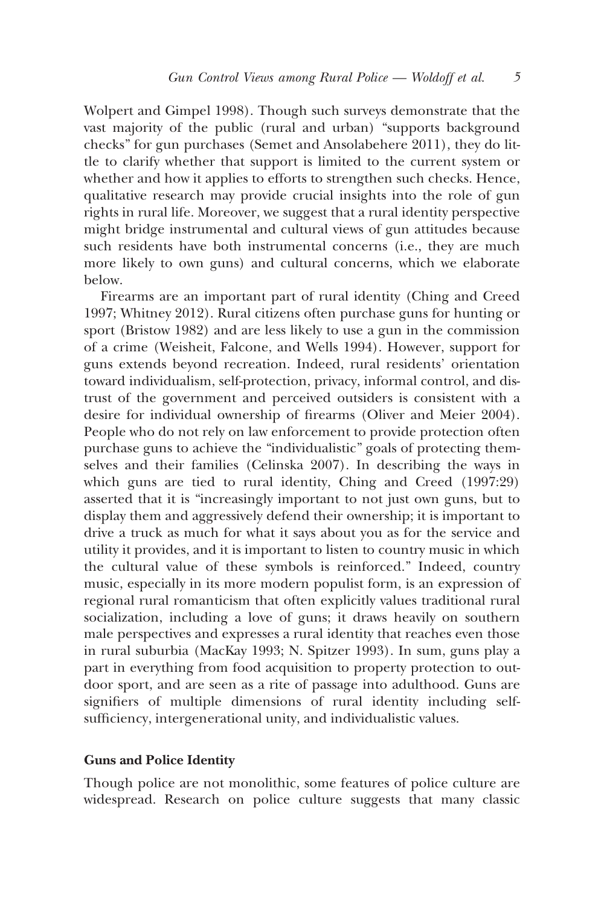Wolpert and Gimpel 1998). Though such surveys demonstrate that the vast majority of the public (rural and urban) "supports background checks" for gun purchases (Semet and Ansolabehere 2011), they do little to clarify whether that support is limited to the current system or whether and how it applies to efforts to strengthen such checks. Hence, qualitative research may provide crucial insights into the role of gun rights in rural life. Moreover, we suggest that a rural identity perspective might bridge instrumental and cultural views of gun attitudes because such residents have both instrumental concerns (i.e., they are much more likely to own guns) and cultural concerns, which we elaborate below.

Firearms are an important part of rural identity (Ching and Creed 1997; Whitney 2012). Rural citizens often purchase guns for hunting or sport (Bristow 1982) and are less likely to use a gun in the commission of a crime (Weisheit, Falcone, and Wells 1994). However, support for guns extends beyond recreation. Indeed, rural residents' orientation toward individualism, self-protection, privacy, informal control, and distrust of the government and perceived outsiders is consistent with a desire for individual ownership of firearms (Oliver and Meier 2004). People who do not rely on law enforcement to provide protection often purchase guns to achieve the "individualistic" goals of protecting themselves and their families (Celinska 2007). In describing the ways in which guns are tied to rural identity, Ching and Creed (1997:29) asserted that it is "increasingly important to not just own guns, but to display them and aggressively defend their ownership; it is important to drive a truck as much for what it says about you as for the service and utility it provides, and it is important to listen to country music in which the cultural value of these symbols is reinforced." Indeed, country music, especially in its more modern populist form, is an expression of regional rural romanticism that often explicitly values traditional rural socialization, including a love of guns; it draws heavily on southern male perspectives and expresses a rural identity that reaches even those in rural suburbia (MacKay 1993; N. Spitzer 1993). In sum, guns play a part in everything from food acquisition to property protection to outdoor sport, and are seen as a rite of passage into adulthood. Guns are signifiers of multiple dimensions of rural identity including self-sufficiency, intergenerational unity, and individualistic values.

### Guns and Police Identity

Though police are not monolithic, some features of police culture are widespread. Research on police culture suggests that many classic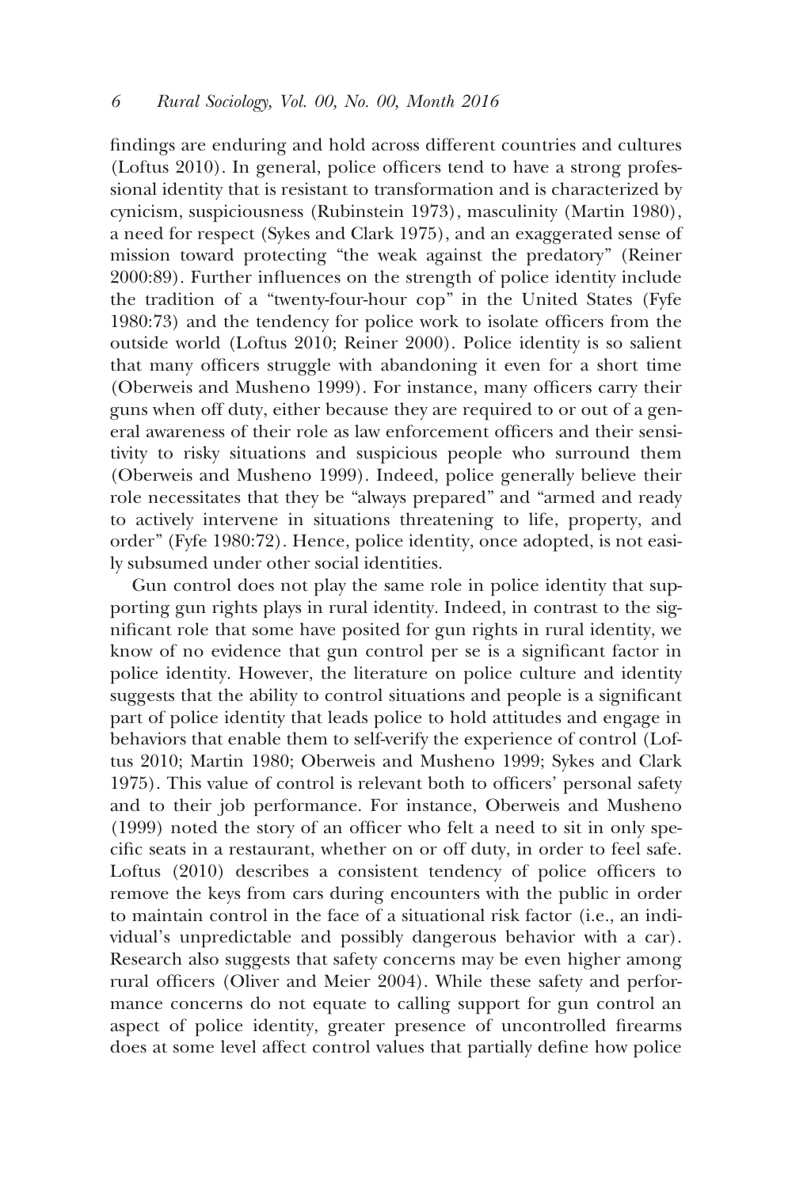findings are enduring and hold across different countries and cultures (Loftus 2010). In general, police officers tend to have a strong professional identity that is resistant to transformation and is characterized by cynicism, suspiciousness (Rubinstein 1973), masculinity (Martin 1980), a need for respect (Sykes and Clark 1975), and an exaggerated sense of mission toward protecting "the weak against the predatory" (Reiner 2000:89). Further influences on the strength of police identity include the tradition of a "twenty-four-hour cop" in the United States (Fyfe 1980:73) and the tendency for police work to isolate officers from the outside world (Loftus 2010; Reiner 2000). Police identity is so salient that many officers struggle with abandoning it even for a short time (Oberweis and Musheno 1999). For instance, many officers carry their guns when off duty, either because they are required to or out of a general awareness of their role as law enforcement officers and their sensitivity to risky situations and suspicious people who surround them (Oberweis and Musheno 1999). Indeed, police generally believe their role necessitates that they be "always prepared" and "armed and ready to actively intervene in situations threatening to life, property, and order" (Fyfe 1980:72). Hence, police identity, once adopted, is not easily subsumed under other social identities.

Gun control does not play the same role in police identity that supporting gun rights plays in rural identity. Indeed, in contrast to the significant role that some have posited for gun rights in rural identity, we know of no evidence that gun control per se is a significant factor in police identity. However, the literature on police culture and identity suggests that the ability to control situations and people is a significant part of police identity that leads police to hold attitudes and engage in behaviors that enable them to self-verify the experience of control (Loftus 2010; Martin 1980; Oberweis and Musheno 1999; Sykes and Clark 1975). This value of control is relevant both to officers' personal safety and to their job performance. For instance, Oberweis and Musheno (1999) noted the story of an officer who felt a need to sit in only specific seats in a restaurant, whether on or off duty, in order to feel safe. Loftus (2010) describes a consistent tendency of police officers to remove the keys from cars during encounters with the public in order to maintain control in the face of a situational risk factor (i.e., an individual's unpredictable and possibly dangerous behavior with a car). Research also suggests that safety concerns may be even higher among rural officers (Oliver and Meier 2004). While these safety and performance concerns do not equate to calling support for gun control an aspect of police identity, greater presence of uncontrolled firearms does at some level affect control values that partially define how police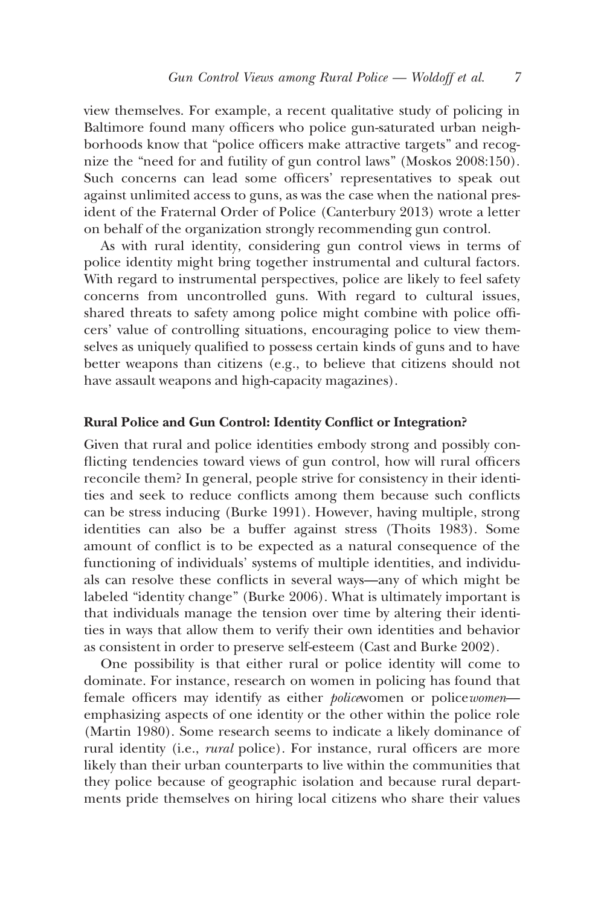view themselves. For example, a recent qualitative study of policing in Baltimore found many officers who police gun-saturated urban neighborhoods know that "police officers make attractive targets" and recognize the "need for and futility of gun control laws" (Moskos 2008:150). Such concerns can lead some officers' representatives to speak out against unlimited access to guns, as was the case when the national president of the Fraternal Order of Police (Canterbury 2013) wrote a letter on behalf of the organization strongly recommending gun control.

As with rural identity, considering gun control views in terms of police identity might bring together instrumental and cultural factors. With regard to instrumental perspectives, police are likely to feel safety concerns from uncontrolled guns. With regard to cultural issues, shared threats to safety among police might combine with police officers' value of controlling situations, encouraging police to view themselves as uniquely qualified to possess certain kinds of guns and to have better weapons than citizens (e.g., to believe that citizens should not have assault weapons and high-capacity magazines).

## Rural Police and Gun Control: Identity Conflict or Integration?

Given that rural and police identities embody strong and possibly conflicting tendencies toward views of gun control, how will rural officers reconcile them? In general, people strive for consistency in their identities and seek to reduce conflicts among them because such conflicts can be stress inducing (Burke 1991). However, having multiple, strong identities can also be a buffer against stress (Thoits 1983). Some amount of conflict is to be expected as a natural consequence of the functioning of individuals' systems of multiple identities, and individuals can resolve these conflicts in several ways—any of which might be labeled "identity change" (Burke 2006). What is ultimately important is that individuals manage the tension over time by altering their identities in ways that allow them to verify their own identities and behavior as consistent in order to preserve self-esteem (Cast and Burke 2002).

One possibility is that either rural or police identity will come to dominate. For instance, research on women in policing has found that female officers may identify as either *police*women or police*women*—emphasizing aspects of one identity or the other within the police role (Martin 1980). Some research seems to indicate a likely dominance of rural identity (i.e., *rural* police). For instance, rural officers are more likely than their urban counterparts to live within the communities that they police because of geographic isolation and because rural departments pride themselves on hiring local citizens who share their values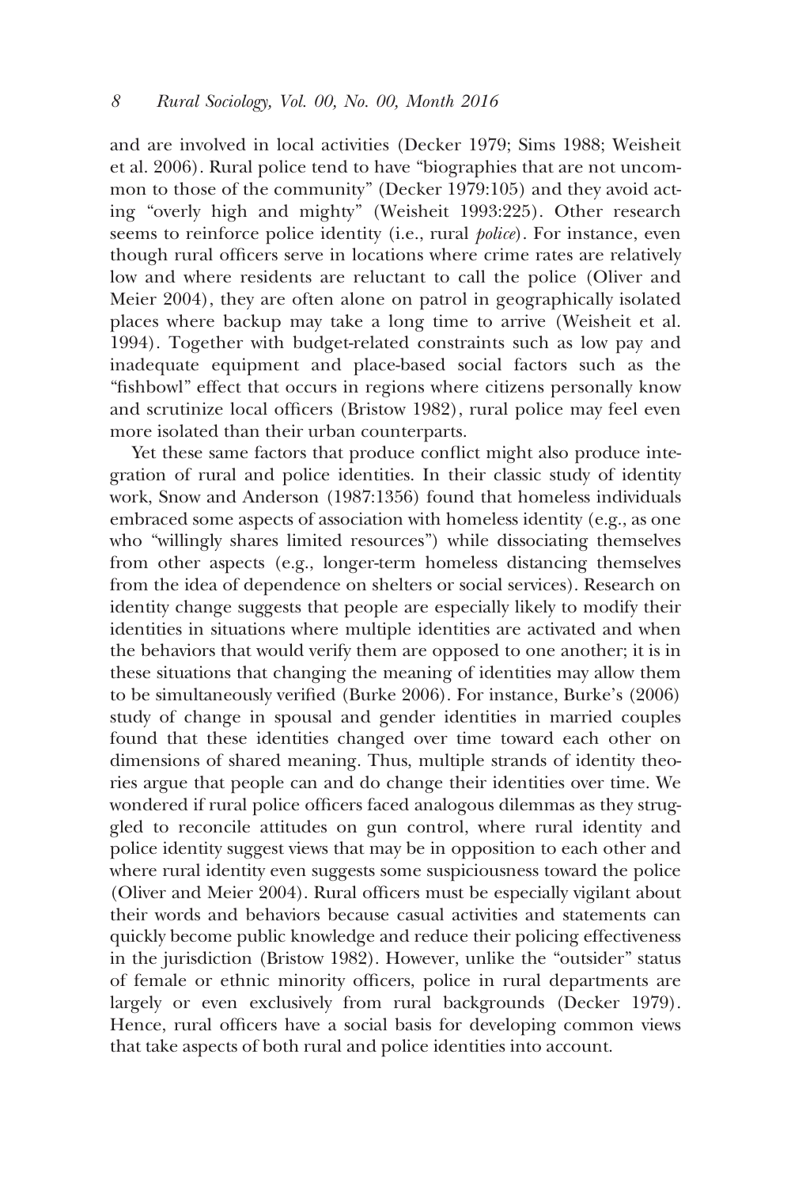and are involved in local activities (Decker 1979; Sims 1988; Weisheit et al. 2006). Rural police tend to have "biographies that are not uncommon to those of the community" (Decker 1979:105) and they avoid acting "overly high and mighty" (Weisheit 1993:225). Other research seems to reinforce police identity (i.e., rural *police*). For instance, even though rural officers serve in locations where crime rates are relatively low and where residents are reluctant to call the police (Oliver and Meier 2004), they are often alone on patrol in geographically isolated places where backup may take a long time to arrive (Weisheit et al. 1994). Together with budget-related constraints such as low pay and inadequate equipment and place-based social factors such as the "fishbowl" effect that occurs in regions where citizens personally know and scrutinize local officers (Bristow 1982), rural police may feel even more isolated than their urban counterparts.

Yet these same factors that produce conflict might also produce integration of rural and police identities. In their classic study of identity work, Snow and Anderson (1987:1356) found that homeless individuals embraced some aspects of association with homeless identity (e.g., as one who "willingly shares limited resources") while dissociating themselves from other aspects (e.g., longer-term homeless distancing themselves from the idea of dependence on shelters or social services). Research on identity change suggests that people are especially likely to modify their identities in situations where multiple identities are activated and when the behaviors that would verify them are opposed to one another; it is in these situations that changing the meaning of identities may allow them to be simultaneously verified (Burke 2006). For instance, Burke's (2006) study of change in spousal and gender identities in married couples found that these identities changed over time toward each other on dimensions of shared meaning. Thus, multiple strands of identity theories argue that people can and do change their identities over time. We wondered if rural police officers faced analogous dilemmas as they struggled to reconcile attitudes on gun control, where rural identity and police identity suggest views that may be in opposition to each other and where rural identity even suggests some suspiciousness toward the police (Oliver and Meier 2004). Rural officers must be especially vigilant about their words and behaviors because casual activities and statements can quickly become public knowledge and reduce their policing effectiveness in the jurisdiction (Bristow 1982). However, unlike the "outsider" status of female or ethnic minority officers, police in rural departments are largely or even exclusively from rural backgrounds (Decker 1979). Hence, rural officers have a social basis for developing common views that take aspects of both rural and police identities into account.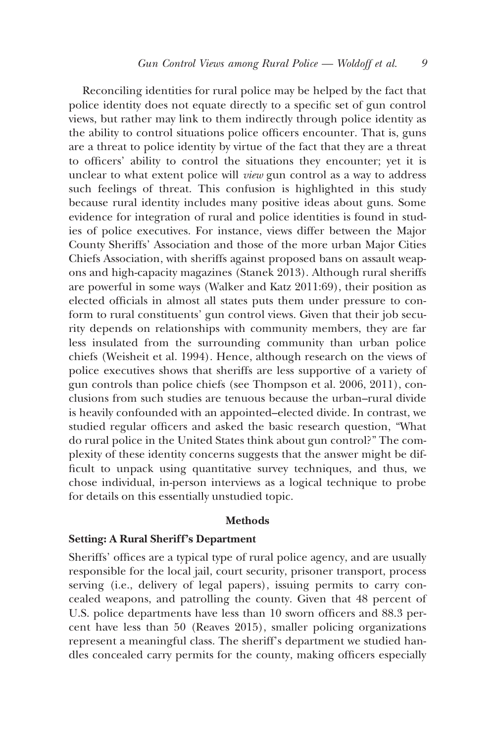Reconciling identities for rural police may be helped by the fact that police identity does not equate directly to a specific set of gun control views, but rather may link to them indirectly through police identity as the ability to control situations police officers encounter. That is, guns are a threat to police identity by virtue of the fact that they are a threat to officers' ability to control the situations they encounter; yet it is unclear to what extent police will *view* gun control as a way to address such feelings of threat. This confusion is highlighted in this study because rural identity includes many positive ideas about guns. Some evidence for integration of rural and police identities is found in studies of police executives. For instance, views differ between the Major County Sheriffs' Association and those of the more urban Major Cities Chiefs Association, with sheriffs against proposed bans on assault weapons and high-capacity magazines (Stanek 2013). Although rural sheriffs are powerful in some ways (Walker and Katz 2011:69), their position as elected officials in almost all states puts them under pressure to conform to rural constituents' gun control views. Given that their job security depends on relationships with community members, they are far less insulated from the surrounding community than urban police chiefs (Weisheit et al. 1994). Hence, although research on the views of police executives shows that sheriffs are less supportive of a variety of gun controls than police chiefs (see Thompson et al. 2006, 2011), conclusions from such studies are tenuous because the urban–rural divide is heavily confounded with an appointed–elected divide. In contrast, we studied regular officers and asked the basic research question, "What do rural police in the United States think about gun control?" The complexity of these identity concerns suggests that the answer might be difficult to unpack using quantitative survey techniques, and thus, we chose individual, in-person interviews as a logical technique to probe for details on this essentially unstudied topic.

## Methods

### Setting: A Rural Sheriff's Department

Sheriffs' offices are a typical type of rural police agency, and are usually responsible for the local jail, court security, prisoner transport, process serving (i.e., delivery of legal papers), issuing permits to carry concealed weapons, and patrolling the county. Given that 48 percent of U.S. police departments have less than 10 sworn officers and 88.3 percent have less than 50 (Reaves 2015), smaller policing organizations represent a meaningful class. The sheriff's department we studied handles concealed carry permits for the county, making officers especially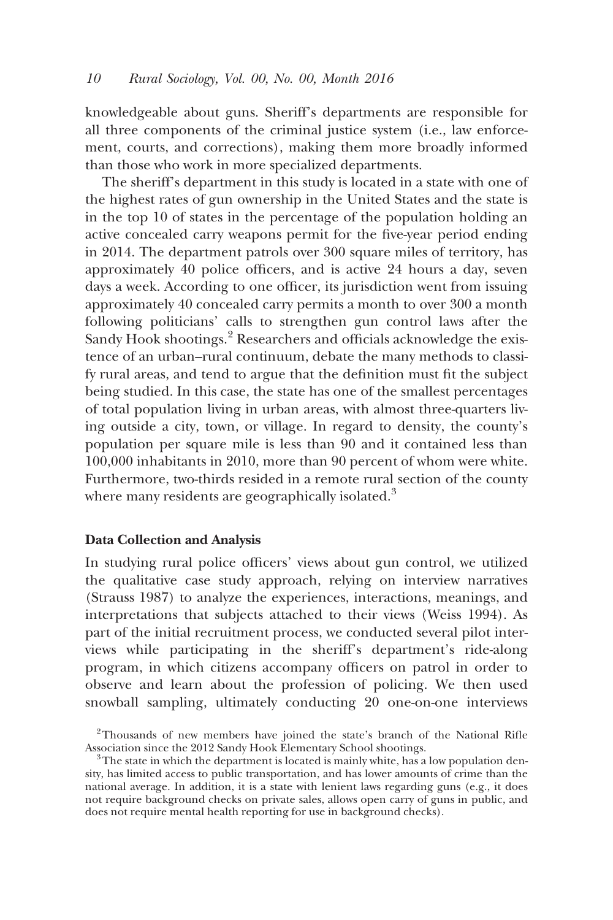knowledgeable about guns. Sheriff's departments are responsible for all three components of the criminal justice system (i.e., law enforcement, courts, and corrections), making them more broadly informed than those who work in more specialized departments.

The sheriff's department in this study is located in a state with one of the highest rates of gun ownership in the United States and the state is in the top 10 of states in the percentage of the population holding an active concealed carry weapons permit for the five-year period ending in 2014. The department patrols over 300 square miles of territory, has approximately 40 police officers, and is active 24 hours a day, seven days a week. According to one officer, its jurisdiction went from issuing approximately 40 concealed carry permits a month to over 300 a month following politicians' calls to strengthen gun control laws after the Sandy Hook shootings.[2] Researchers and officials acknowledge the existence of an urban–rural continuum, debate the many methods to classify rural areas, and tend to argue that the definition must fit the subject being studied. In this case, the state has one of the smallest percentages of total population living in urban areas, with almost three-quarters living outside a city, town, or village. In regard to density, the county's population per square mile is less than 90 and it contained less than 100,000 inhabitants in 2010, more than 90 percent of whom were white. Furthermore, two-thirds resided in a remote rural section of the county where many residents are geographically isolated.[3]

### Data Collection and Analysis

In studying rural police officers' views about gun control, we utilized the qualitative case study approach, relying on interview narratives (Strauss 1987) to analyze the experiences, interactions, meanings, and interpretations that subjects attached to their views (Weiss 1994). As part of the initial recruitment process, we conducted several pilot interviews while participating in the sheriff's department's ride-along program, in which citizens accompany officers on patrol in order to observe and learn about the profession of policing. We then used snowball sampling, ultimately conducting 20 one-on-one interviews

[2] Thousands of new members have joined the state's branch of the National Rifle Association since the 2012 Sandy Hook Elementary School shootings.

[3] The state in which the department is located is mainly white, has a low population density, has limited access to public transportation, and has lower amounts of crime than the national average. In addition, it is a state with lenient laws regarding guns (e.g., it does not require background checks on private sales, allows open carry of guns in public, and does not require mental health reporting for use in background checks).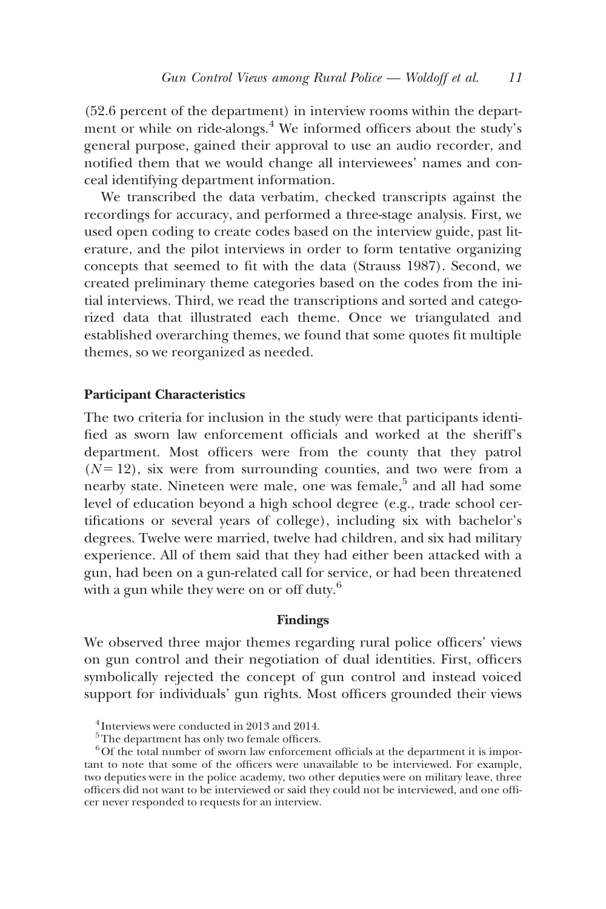(52.6 percent of the department) in interview rooms within the department or while on ride-alongs.[4] We informed officers about the study's general purpose, gained their approval to use an audio recorder, and notified them that we would change all interviewees' names and conceal identifying department information.

We transcribed the data verbatim, checked transcripts against the recordings for accuracy, and performed a three-stage analysis. First, we used open coding to create codes based on the interview guide, past literature, and the pilot interviews in order to form tentative organizing concepts that seemed to fit with the data (Strauss 1987). Second, we created preliminary theme categories based on the codes from the initial interviews. Third, we read the transcriptions and sorted and categorized data that illustrated each theme. Once we triangulated and established overarching themes, we found that some quotes fit multiple themes, so we reorganized as needed.

### Participant Characteristics

The two criteria for inclusion in the study were that participants identified as sworn law enforcement officials and worked at the sheriff's department. Most officers were from the county that they patrol ($N = 12$), six were from surrounding counties, and two were from a nearby state. Nineteen were male, one was female,[5] and all had some level of education beyond a high school degree (e.g., trade school certifications or several years of college), including six with bachelor's degrees. Twelve were married, twelve had children, and six had military experience. All of them said that they had either been attacked with a gun, had been on a gun-related call for service, or had been threatened with a gun while they were on or off duty.[6]

## Findings

We observed three major themes regarding rural police officers' views on gun control and their negotiation of dual identities. First, officers symbolically rejected the concept of gun control and instead voiced support for individuals' gun rights. Most officers grounded their views

[4] Interviews were conducted in 2013 and 2014.

[5] The department has only two female officers.

[6] Of the total number of sworn law enforcement officials at the department it is important to note that some of the officers were unavailable to be interviewed. For example, two deputies were in the police academy, two other deputies were on military leave, three officers did not want to be interviewed or said they could not be interviewed, and one officer never responded to requests for an interview.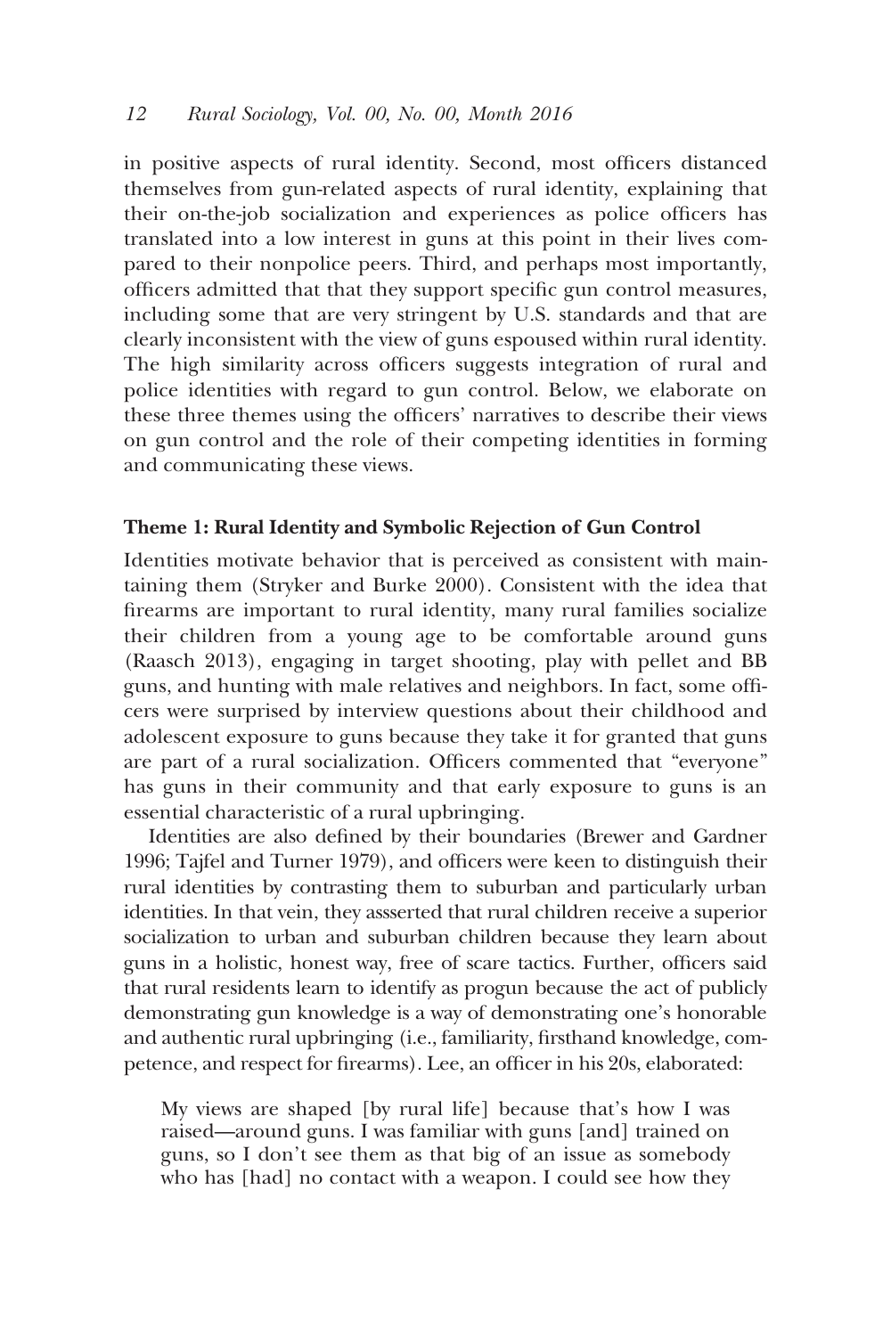in positive aspects of rural identity. Second, most officers distanced themselves from gun-related aspects of rural identity, explaining that their on-the-job socialization and experiences as police officers has translated into a low interest in guns at this point in their lives compared to their nonpolice peers. Third, and perhaps most importantly, officers admitted that that they support specific gun control measures, including some that are very stringent by U.S. standards and that are clearly inconsistent with the view of guns espoused within rural identity. The high similarity across officers suggests integration of rural and police identities with regard to gun control. Below, we elaborate on these three themes using the officers' narratives to describe their views on gun control and the role of their competing identities in forming and communicating these views.

### Theme 1: Rural Identity and Symbolic Rejection of Gun Control

Identities motivate behavior that is perceived as consistent with maintaining them (Stryker and Burke 2000). Consistent with the idea that firearms are important to rural identity, many rural families socialize their children from a young age to be comfortable around guns (Raasch 2013), engaging in target shooting, play with pellet and BB guns, and hunting with male relatives and neighbors. In fact, some officers were surprised by interview questions about their childhood and adolescent exposure to guns because they take it for granted that guns are part of a rural socialization. Officers commented that "everyone" has guns in their community and that early exposure to guns is an essential characteristic of a rural upbringing.

Identities are also defined by their boundaries (Brewer and Gardner 1996; Tajfel and Turner 1979), and officers were keen to distinguish their rural identities by contrasting them to suburban and particularly urban identities. In that vein, they assserted that rural children receive a superior socialization to urban and suburban children because they learn about guns in a holistic, honest way, free of scare tactics. Further, officers said that rural residents learn to identify as progun because the act of publicly demonstrating gun knowledge is a way of demonstrating one's honorable and authentic rural upbringing (i.e., familiarity, firsthand knowledge, competence, and respect for firearms). Lee, an officer in his 20s, elaborated:

> My views are shaped [by rural life] because that's how I was raised—around guns. I was familiar with guns [and] trained on guns, so I don't see them as that big of an issue as somebody who has [had] no contact with a weapon. I could see how they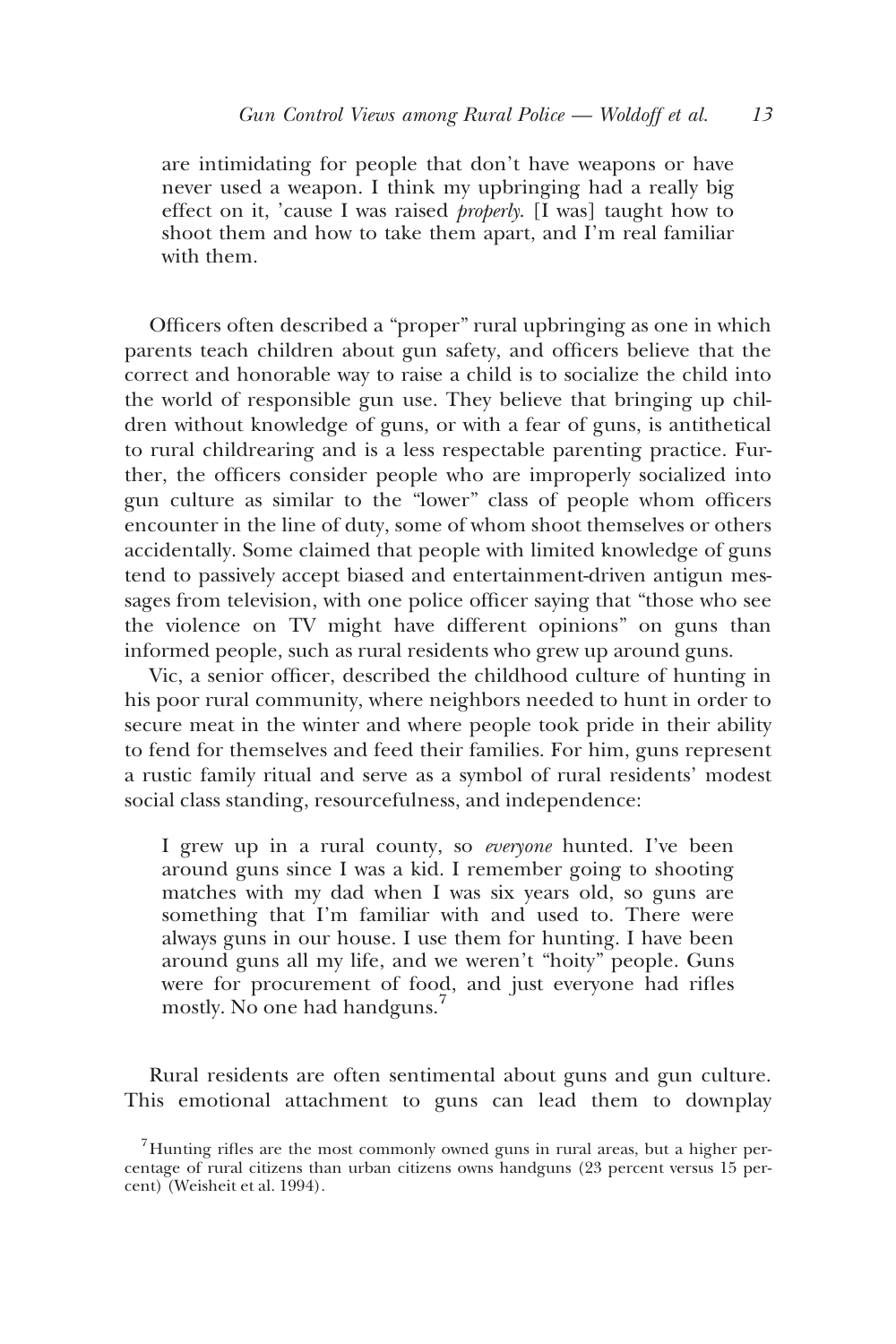> are intimidating for people that don't have weapons or have never used a weapon. I think my upbringing had a really big effect on it, 'cause I was raised *properly*. [I was] taught how to shoot them and how to take them apart, and I'm real familiar with them.

Officers often described a "proper" rural upbringing as one in which parents teach children about gun safety, and officers believe that the correct and honorable way to raise a child is to socialize the child into the world of responsible gun use. They believe that bringing up children without knowledge of guns, or with a fear of guns, is antithetical to rural childrearing and is a less respectable parenting practice. Further, the officers consider people who are improperly socialized into gun culture as similar to the "lower" class of people whom officers encounter in the line of duty, some of whom shoot themselves or others accidentally. Some claimed that people with limited knowledge of guns tend to passively accept biased and entertainment-driven antigun messages from television, with one police officer saying that "those who see the violence on TV might have different opinions" on guns than informed people, such as rural residents who grew up around guns.

Vic, a senior officer, described the childhood culture of hunting in his poor rural community, where neighbors needed to hunt in order to secure meat in the winter and where people took pride in their ability to fend for themselves and feed their families. For him, guns represent a rustic family ritual and serve as a symbol of rural residents' modest social class standing, resourcefulness, and independence:

> I grew up in a rural county, so *everyone* hunted. I've been around guns since I was a kid. I remember going to shooting matches with my dad when I was six years old, so guns are something that I'm familiar with and used to. There were always guns in our house. I use them for hunting. I have been around guns all my life, and we weren't "hoity" people. Guns were for procurement of food, and just everyone had rifles mostly. No one had handguns.[7]

Rural residents are often sentimental about guns and gun culture. This emotional attachment to guns can lead them to downplay

[7] Hunting rifles are the most commonly owned guns in rural areas, but a higher percentage of rural citizens than urban citizens owns handguns (23 percent versus 15 percent) (Weisheit et al. 1994).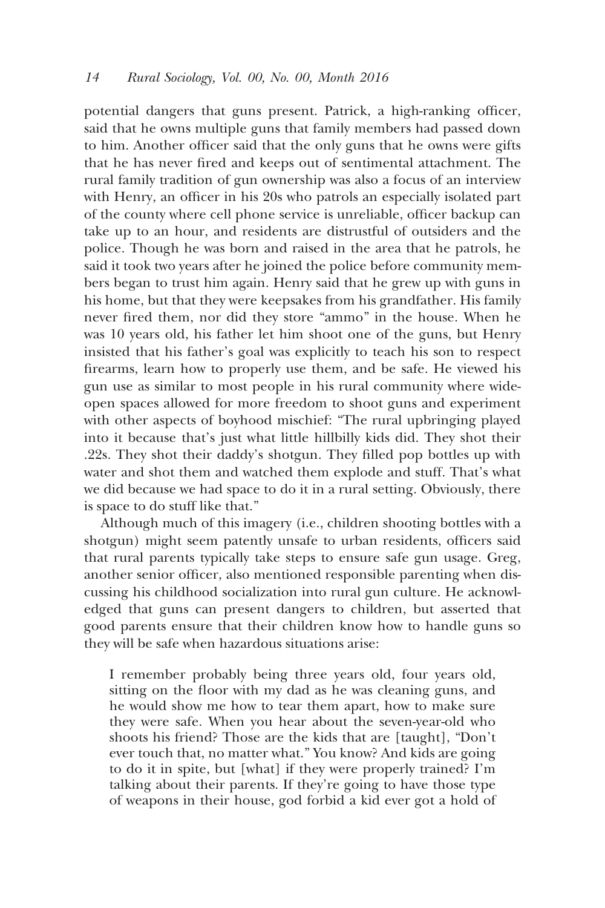potential dangers that guns present. Patrick, a high-ranking officer, said that he owns multiple guns that family members had passed down to him. Another officer said that the only guns that he owns were gifts that he has never fired and keeps out of sentimental attachment. The rural family tradition of gun ownership was also a focus of an interview with Henry, an officer in his 20s who patrols an especially isolated part of the county where cell phone service is unreliable, officer backup can take up to an hour, and residents are distrustful of outsiders and the police. Though he was born and raised in the area that he patrols, he said it took two years after he joined the police before community members began to trust him again. Henry said that he grew up with guns in his home, but that they were keepsakes from his grandfather. His family never fired them, nor did they store "ammo" in the house. When he was 10 years old, his father let him shoot one of the guns, but Henry insisted that his father's goal was explicitly to teach his son to respect firearms, learn how to properly use them, and be safe. He viewed his gun use as similar to most people in his rural community where wide-open spaces allowed for more freedom to shoot guns and experiment with other aspects of boyhood mischief: "The rural upbringing played into it because that's just what little hillbilly kids did. They shot their .22s. They shot their daddy's shotgun. They filled pop bottles up with water and shot them and watched them explode and stuff. That's what we did because we had space to do it in a rural setting. Obviously, there is space to do stuff like that."

Although much of this imagery (i.e., children shooting bottles with a shotgun) might seem patently unsafe to urban residents, officers said that rural parents typically take steps to ensure safe gun usage. Greg, another senior officer, also mentioned responsible parenting when discussing his childhood socialization into rural gun culture. He acknowledged that guns can present dangers to children, but asserted that good parents ensure that their children know how to handle guns so they will be safe when hazardous situations arise:

> I remember probably being three years old, four years old, sitting on the floor with my dad as he was cleaning guns, and he would show me how to tear them apart, how to make sure they were safe. When you hear about the seven-year-old who shoots his friend? Those are the kids that are [taught], "Don't ever touch that, no matter what." You know? And kids are going to do it in spite, but [what] if they were properly trained? I'm talking about their parents. If they're going to have those type of weapons in their house, god forbid a kid ever got a hold of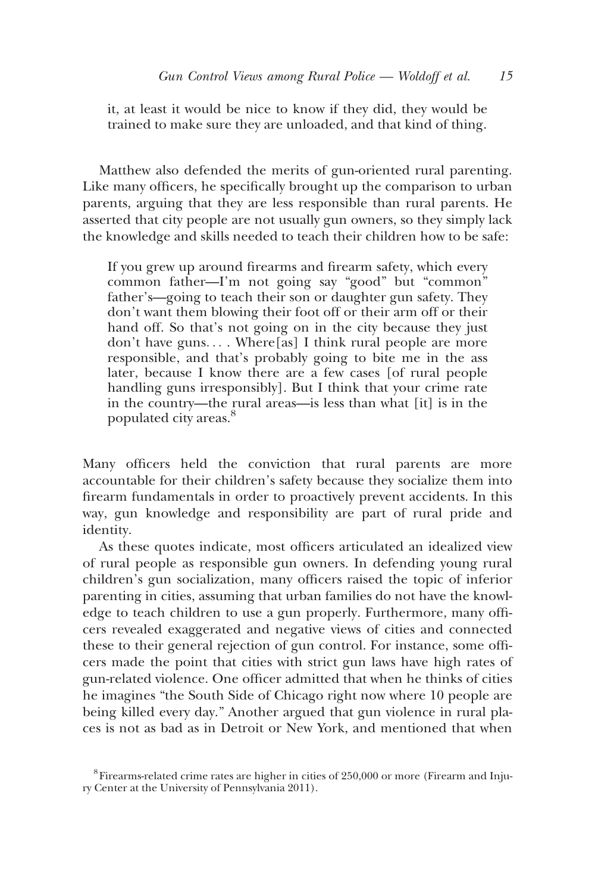it, at least it would be nice to know if they did, they would be trained to make sure they are unloaded, and that kind of thing.

Matthew also defended the merits of gun-oriented rural parenting. Like many officers, he specifically brought up the comparison to urban parents, arguing that they are less responsible than rural parents. He asserted that city people are not usually gun owners, so they simply lack the knowledge and skills needed to teach their children how to be safe:

> If you grew up around firearms and firearm safety, which every common father—I'm not going say "good" but "common" father's—going to teach their son or daughter gun safety. They don't want them blowing their foot off or their arm off or their hand off. So that's not going on in the city because they just don't have guns. . . . Where[as] I think rural people are more responsible, and that's probably going to bite me in the ass later, because I know there are a few cases [of rural people handling guns irresponsibly]. But I think that your crime rate in the country—the rural areas—is less than what [it] is in the populated city areas.[8]

Many officers held the conviction that rural parents are more accountable for their children's safety because they socialize them into firearm fundamentals in order to proactively prevent accidents. In this way, gun knowledge and responsibility are part of rural pride and identity.

As these quotes indicate, most officers articulated an idealized view of rural people as responsible gun owners. In defending young rural children's gun socialization, many officers raised the topic of inferior parenting in cities, assuming that urban families do not have the knowledge to teach children to use a gun properly. Furthermore, many officers revealed exaggerated and negative views of cities and connected these to their general rejection of gun control. For instance, some officers made the point that cities with strict gun laws have high rates of gun-related violence. One officer admitted that when he thinks of cities he imagines "the South Side of Chicago right now where 10 people are being killed every day." Another argued that gun violence in rural places is not as bad as in Detroit or New York, and mentioned that when

[8] Firearms-related crime rates are higher in cities of 250,000 or more (Firearm and Injury Center at the University of Pennsylvania 2011).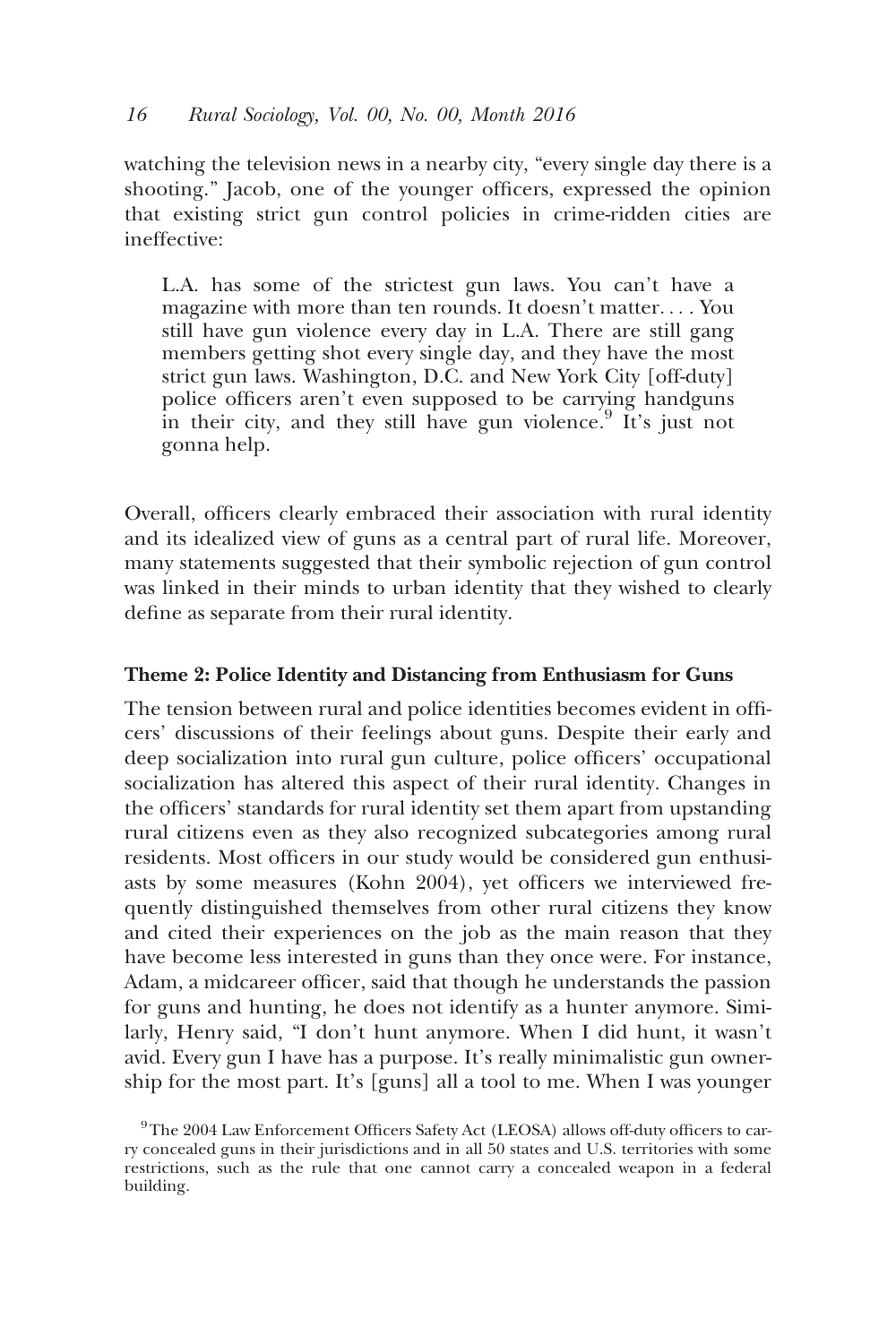watching the television news in a nearby city, "every single day there is a shooting." Jacob, one of the younger officers, expressed the opinion that existing strict gun control policies in crime-ridden cities are ineffective:

> L.A. has some of the strictest gun laws. You can't have a magazine with more than ten rounds. It doesn't matter. . . . You still have gun violence every day in L.A. There are still gang members getting shot every single day, and they have the most strict gun laws. Washington, D.C. and New York City [off-duty] police officers aren't even supposed to be carrying handguns in their city, and they still have gun violence.[9] It's just not gonna help.

Overall, officers clearly embraced their association with rural identity and its idealized view of guns as a central part of rural life. Moreover, many statements suggested that their symbolic rejection of gun control was linked in their minds to urban identity that they wished to clearly define as separate from their rural identity.

### Theme 2: Police Identity and Distancing from Enthusiasm for Guns

The tension between rural and police identities becomes evident in officers' discussions of their feelings about guns. Despite their early and deep socialization into rural gun culture, police officers' occupational socialization has altered this aspect of their rural identity. Changes in the officers' standards for rural identity set them apart from upstanding rural citizens even as they also recognized subcategories among rural residents. Most officers in our study would be considered gun enthusiasts by some measures (Kohn 2004), yet officers we interviewed frequently distinguished themselves from other rural citizens they know and cited their experiences on the job as the main reason that they have become less interested in guns than they once were. For instance, Adam, a midcareer officer, said that though he understands the passion for guns and hunting, he does not identify as a hunter anymore. Similarly, Henry said, "I don't hunt anymore. When I did hunt, it wasn't avid. Every gun I have has a purpose. It's really minimalistic gun ownership for the most part. It's [guns] all a tool to me. When I was younger

[9] The 2004 Law Enforcement Officers Safety Act (LEOSA) allows off-duty officers to carry concealed guns in their jurisdictions and in all 50 states and U.S. territories with some restrictions, such as the rule that one cannot carry a concealed weapon in a federal building.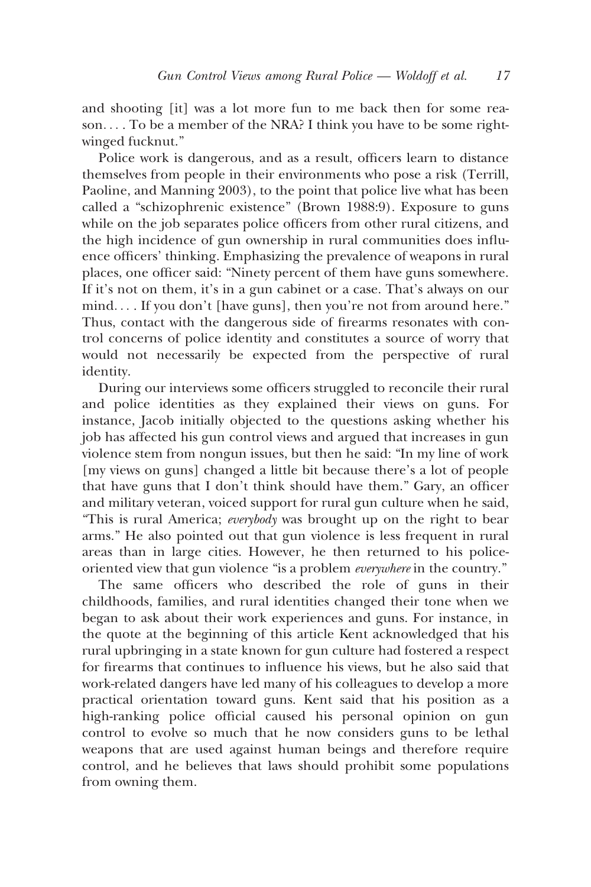and shooting [it] was a lot more fun to me back then for some reason. . . . To be a member of the NRA? I think you have to be some right-winged fucknut."

Police work is dangerous, and as a result, officers learn to distance themselves from people in their environments who pose a risk (Terrill, Paoline, and Manning 2003), to the point that police live what has been called a "schizophrenic existence" (Brown 1988:9). Exposure to guns while on the job separates police officers from other rural citizens, and the high incidence of gun ownership in rural communities does influence officers' thinking. Emphasizing the prevalence of weapons in rural places, one officer said: "Ninety percent of them have guns somewhere. If it's not on them, it's in a gun cabinet or a case. That's always on our mind. . . . If you don't [have guns], then you're not from around here." Thus, contact with the dangerous side of firearms resonates with control concerns of police identity and constitutes a source of worry that would not necessarily be expected from the perspective of rural identity.

During our interviews some officers struggled to reconcile their rural and police identities as they explained their views on guns. For instance, Jacob initially objected to the questions asking whether his job has affected his gun control views and argued that increases in gun violence stem from nongun issues, but then he said: "In my line of work [my views on guns] changed a little bit because there's a lot of people that have guns that I don't think should have them." Gary, an officer and military veteran, voiced support for rural gun culture when he said, "This is rural America; *everybody* was brought up on the right to bear arms." He also pointed out that gun violence is less frequent in rural areas than in large cities. However, he then returned to his police-oriented view that gun violence "is a problem *everywhere* in the country."

The same officers who described the role of guns in their childhoods, families, and rural identities changed their tone when we began to ask about their work experiences and guns. For instance, in the quote at the beginning of this article Kent acknowledged that his rural upbringing in a state known for gun culture had fostered a respect for firearms that continues to influence his views, but he also said that work-related dangers have led many of his colleagues to develop a more practical orientation toward guns. Kent said that his position as a high-ranking police official caused his personal opinion on gun control to evolve so much that he now considers guns to be lethal weapons that are used against human beings and therefore require control, and he believes that laws should prohibit some populations from owning them.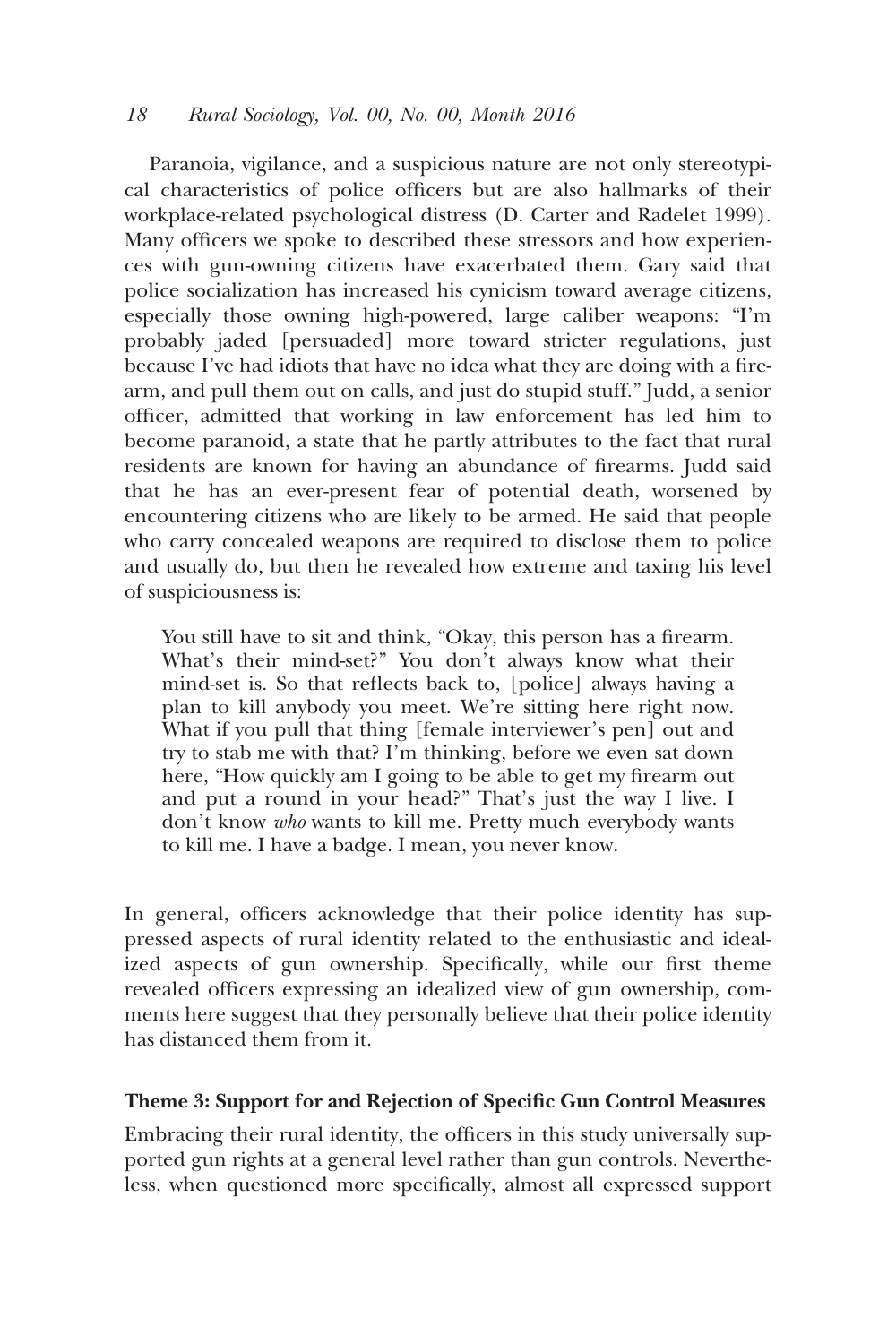Paranoia, vigilance, and a suspicious nature are not only stereotypical characteristics of police officers but are also hallmarks of their workplace-related psychological distress (D. Carter and Radelet 1999). Many officers we spoke to described these stressors and how experiences with gun-owning citizens have exacerbated them. Gary said that police socialization has increased his cynicism toward average citizens, especially those owning high-powered, large caliber weapons: "I'm probably jaded [persuaded] more toward stricter regulations, just because I've had idiots that have no idea what they are doing with a firearm, and pull them out on calls, and just do stupid stuff." Judd, a senior officer, admitted that working in law enforcement has led him to become paranoid, a state that he partly attributes to the fact that rural residents are known for having an abundance of firearms. Judd said that he has an ever-present fear of potential death, worsened by encountering citizens who are likely to be armed. He said that people who carry concealed weapons are required to disclose them to police and usually do, but then he revealed how extreme and taxing his level of suspiciousness is:

> You still have to sit and think, "Okay, this person has a firearm. What's their mind-set?" You don't always know what their mind-set is. So that reflects back to, [police] always having a plan to kill anybody you meet. We're sitting here right now. What if you pull that thing [female interviewer's pen] out and try to stab me with that? I'm thinking, before we even sat down here, "How quickly am I going to be able to get my firearm out and put a round in your head?" That's just the way I live. I don't know *who* wants to kill me. Pretty much everybody wants to kill me. I have a badge. I mean, you never know.

In general, officers acknowledge that their police identity has suppressed aspects of rural identity related to the enthusiastic and idealized aspects of gun ownership. Specifically, while our first theme revealed officers expressing an idealized view of gun ownership, comments here suggest that they personally believe that their police identity has distanced them from it.

### Theme 3: Support for and Rejection of Specific Gun Control Measures

Embracing their rural identity, the officers in this study universally supported gun rights at a general level rather than gun controls. Nevertheless, when questioned more specifically, almost all expressed support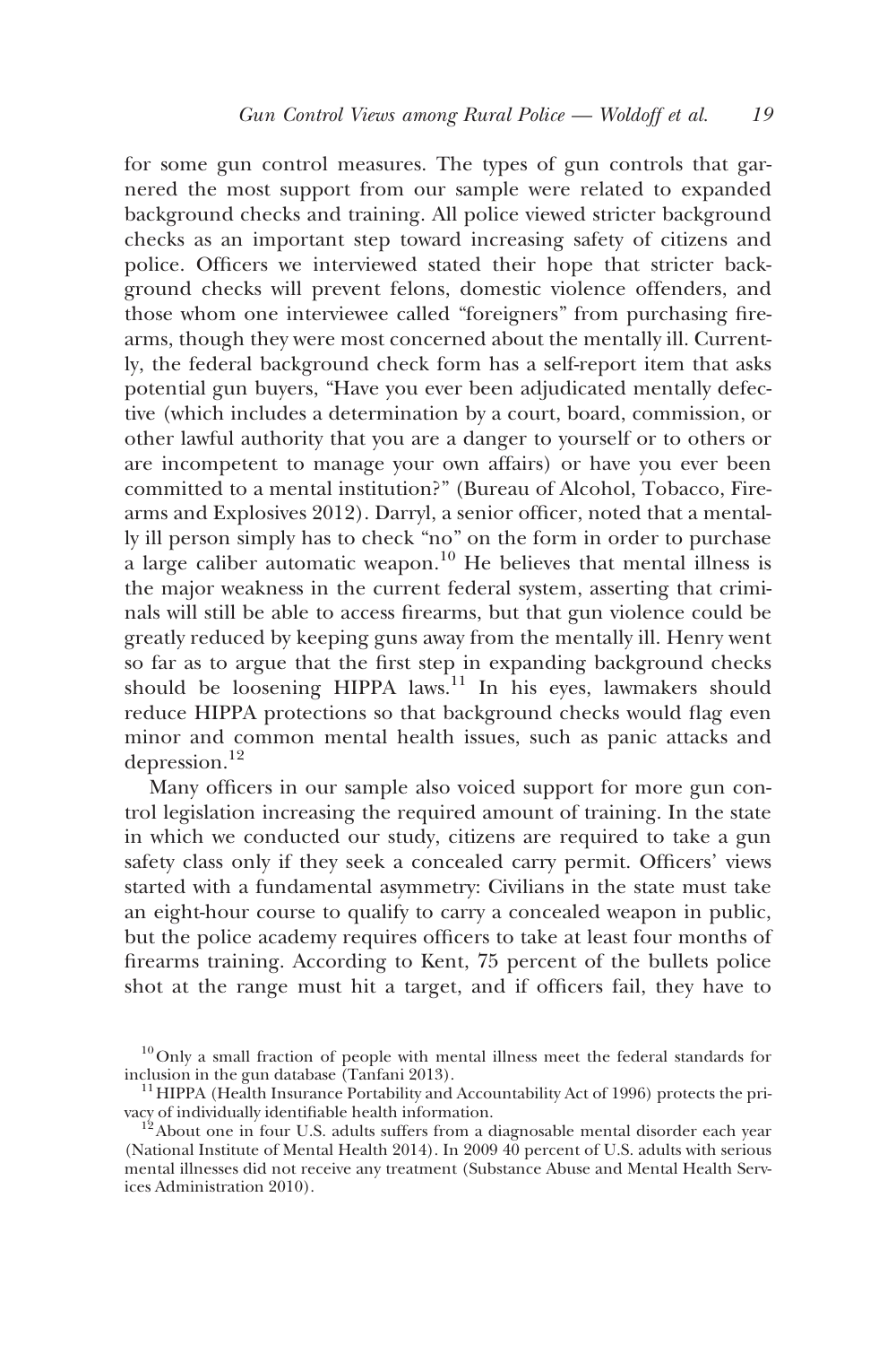for some gun control measures. The types of gun controls that garnered the most support from our sample were related to expanded background checks and training. All police viewed stricter background checks as an important step toward increasing safety of citizens and police. Officers we interviewed stated their hope that stricter background checks will prevent felons, domestic violence offenders, and those whom one interviewee called "foreigners" from purchasing firearms, though they were most concerned about the mentally ill. Currently, the federal background check form has a self-report item that asks potential gun buyers, "Have you ever been adjudicated mentally defective (which includes a determination by a court, board, commission, or other lawful authority that you are a danger to yourself or to others or are incompetent to manage your own affairs) or have you ever been committed to a mental institution?" (Bureau of Alcohol, Tobacco, Firearms and Explosives 2012). Darryl, a senior officer, noted that a mentally ill person simply has to check "no" on the form in order to purchase a large caliber automatic weapon.[10] He believes that mental illness is the major weakness in the current federal system, asserting that criminals will still be able to access firearms, but that gun violence could be greatly reduced by keeping guns away from the mentally ill. Henry went so far as to argue that the first step in expanding background checks should be loosening HIPPA laws.[11] In his eyes, lawmakers should reduce HIPPA protections so that background checks would flag even minor and common mental health issues, such as panic attacks and depression.[12]

Many officers in our sample also voiced support for more gun control legislation increasing the required amount of training. In the state in which we conducted our study, citizens are required to take a gun safety class only if they seek a concealed carry permit. Officers' views started with a fundamental asymmetry: Civilians in the state must take an eight-hour course to qualify to carry a concealed weapon in public, but the police academy requires officers to take at least four months of firearms training. According to Kent, 75 percent of the bullets police shot at the range must hit a target, and if officers fail, they have to

[10] Only a small fraction of people with mental illness meet the federal standards for inclusion in the gun database (Tanfani 2013).

[11] HIPPA (Health Insurance Portability and Accountability Act of 1996) protects the privacy of individually identifiable health information.

[12] About one in four U.S. adults suffers from a diagnosable mental disorder each year (National Institute of Mental Health 2014). In 2009 40 percent of U.S. adults with serious mental illnesses did not receive any treatment (Substance Abuse and Mental Health Services Administration 2010).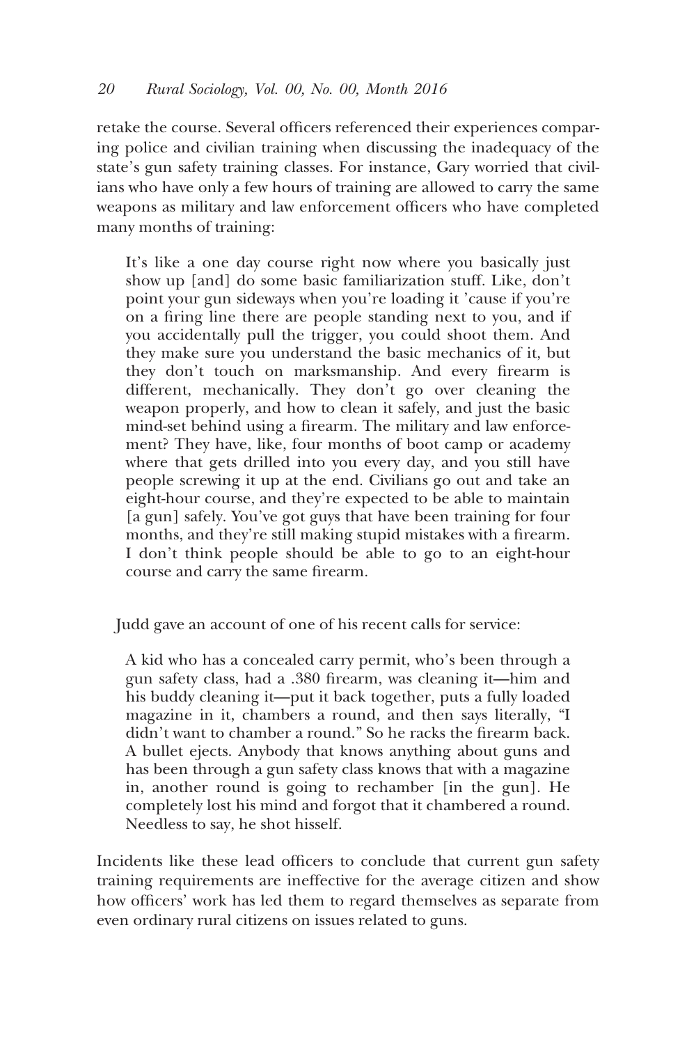retake the course. Several officers referenced their experiences comparing police and civilian training when discussing the inadequacy of the state's gun safety training classes. For instance, Gary worried that civilians who have only a few hours of training are allowed to carry the same weapons as military and law enforcement officers who have completed many months of training:

> It's like a one day course right now where you basically just show up [and] do some basic familiarization stuff. Like, don't point your gun sideways when you're loading it 'cause if you're on a firing line there are people standing next to you, and if you accidentally pull the trigger, you could shoot them. And they make sure you understand the basic mechanics of it, but they don't touch on marksmanship. And every firearm is different, mechanically. They don't go over cleaning the weapon properly, and how to clean it safely, and just the basic mind-set behind using a firearm. The military and law enforcement? They have, like, four months of boot camp or academy where that gets drilled into you every day, and you still have people screwing it up at the end. Civilians go out and take an eight-hour course, and they're expected to be able to maintain [a gun] safely. You've got guys that have been training for four months, and they're still making stupid mistakes with a firearm. I don't think people should be able to go to an eight-hour course and carry the same firearm.

Judd gave an account of one of his recent calls for service:

> A kid who has a concealed carry permit, who's been through a gun safety class, had a .380 firearm, was cleaning it—him and his buddy cleaning it—put it back together, puts a fully loaded magazine in it, chambers a round, and then says literally, "I didn't want to chamber a round." So he racks the firearm back. A bullet ejects. Anybody that knows anything about guns and has been through a gun safety class knows that with a magazine in, another round is going to rechamber [in the gun]. He completely lost his mind and forgot that it chambered a round. Needless to say, he shot hisself.

Incidents like these lead officers to conclude that current gun safety training requirements are ineffective for the average citizen and show how officers' work has led them to regard themselves as separate from even ordinary rural citizens on issues related to guns.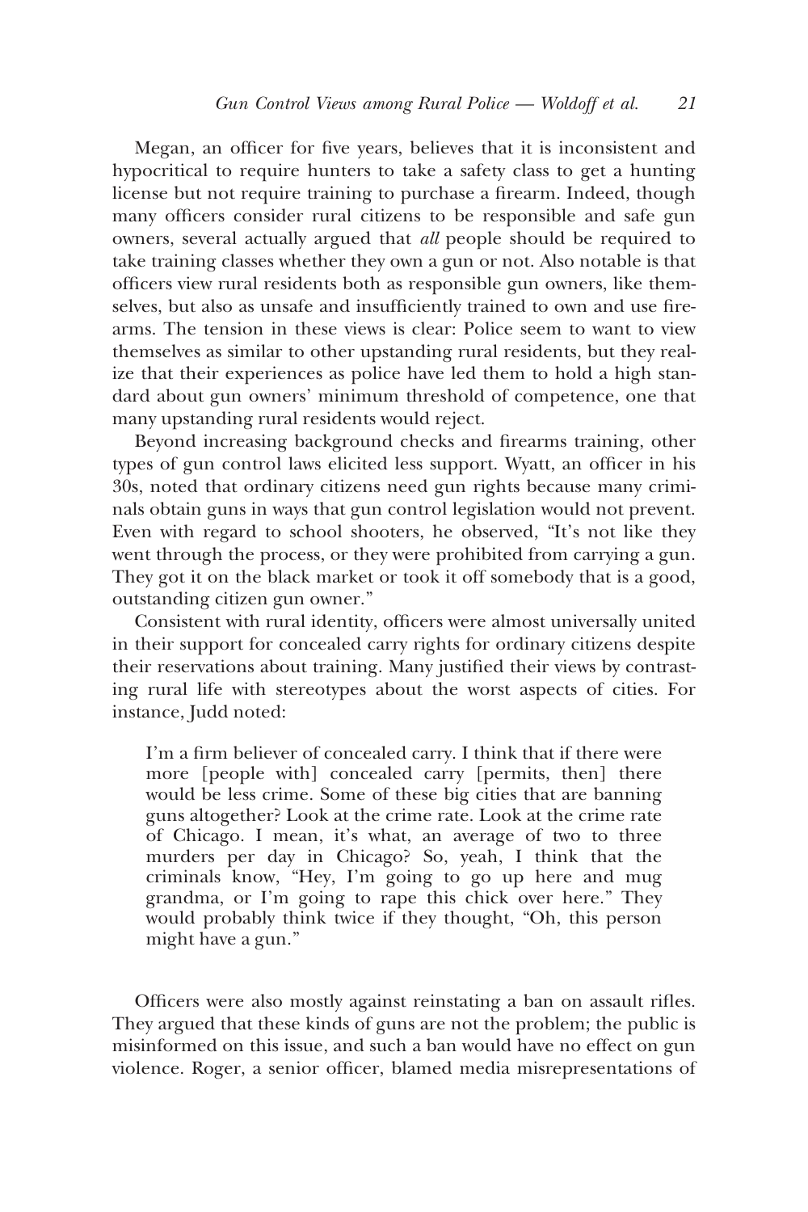Megan, an officer for five years, believes that it is inconsistent and hypocritical to require hunters to take a safety class to get a hunting license but not require training to purchase a firearm. Indeed, though many officers consider rural citizens to be responsible and safe gun owners, several actually argued that *all* people should be required to take training classes whether they own a gun or not. Also notable is that officers view rural residents both as responsible gun owners, like themselves, but also as unsafe and insufficiently trained to own and use firearms. The tension in these views is clear: Police seem to want to view themselves as similar to other upstanding rural residents, but they realize that their experiences as police have led them to hold a high standard about gun owners' minimum threshold of competence, one that many upstanding rural residents would reject.

Beyond increasing background checks and firearms training, other types of gun control laws elicited less support. Wyatt, an officer in his 30s, noted that ordinary citizens need gun rights because many criminals obtain guns in ways that gun control legislation would not prevent. Even with regard to school shooters, he observed, "It's not like they went through the process, or they were prohibited from carrying a gun. They got it on the black market or took it off somebody that is a good, outstanding citizen gun owner."

Consistent with rural identity, officers were almost universally united in their support for concealed carry rights for ordinary citizens despite their reservations about training. Many justified their views by contrasting rural life with stereotypes about the worst aspects of cities. For instance, Judd noted:

> I'm a firm believer of concealed carry. I think that if there were more [people with] concealed carry [permits, then] there would be less crime. Some of these big cities that are banning guns altogether? Look at the crime rate. Look at the crime rate of Chicago. I mean, it's what, an average of two to three murders per day in Chicago? So, yeah, I think that the criminals know, "Hey, I'm going to go up here and mug grandma, or I'm going to rape this chick over here." They would probably think twice if they thought, "Oh, this person might have a gun."

Officers were also mostly against reinstating a ban on assault rifles. They argued that these kinds of guns are not the problem; the public is misinformed on this issue, and such a ban would have no effect on gun violence. Roger, a senior officer, blamed media misrepresentations of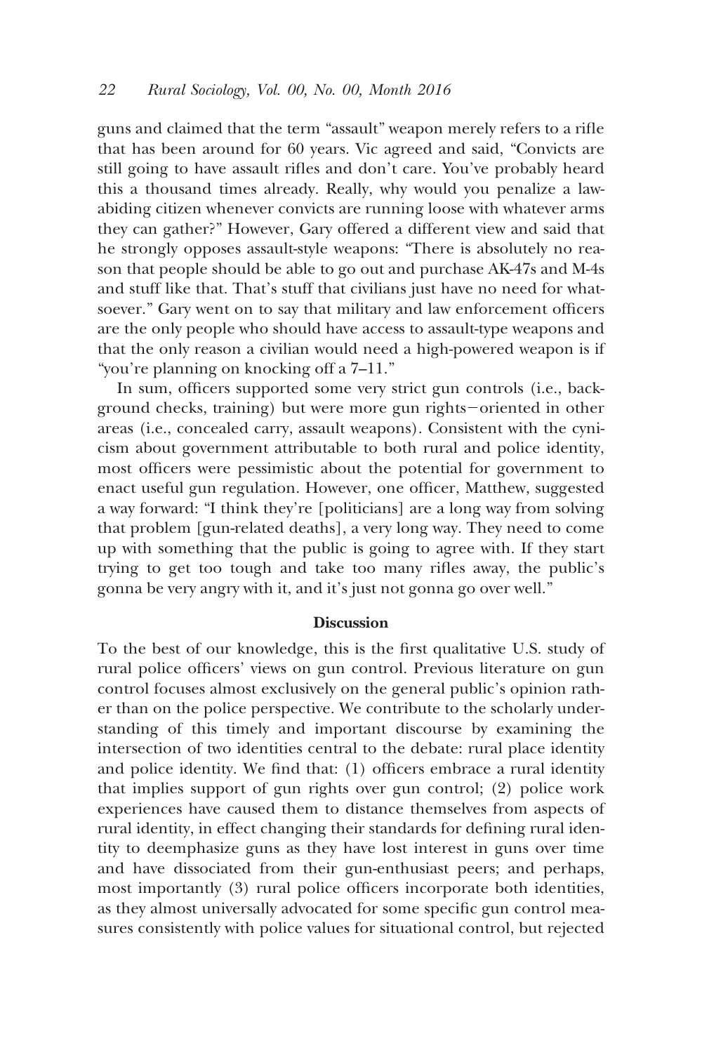guns and claimed that the term "assault" weapon merely refers to a rifle that has been around for 60 years. Vic agreed and said, "Convicts are still going to have assault rifles and don't care. You've probably heard this a thousand times already. Really, why would you penalize a law-abiding citizen whenever convicts are running loose with whatever arms they can gather?" However, Gary offered a different view and said that he strongly opposes assault-style weapons: "There is absolutely no reason that people should be able to go out and purchase AK-47s and M-4s and stuff like that. That's stuff that civilians just have no need for whatsoever." Gary went on to say that military and law enforcement officers are the only people who should have access to assault-type weapons and that the only reason a civilian would need a high-powered weapon is if "you're planning on knocking off a 7–11."

In sum, officers supported some very strict gun controls (i.e., background checks, training) but were more gun rights−oriented in other areas (i.e., concealed carry, assault weapons). Consistent with the cynicism about government attributable to both rural and police identity, most officers were pessimistic about the potential for government to enact useful gun regulation. However, one officer, Matthew, suggested a way forward: "I think they're [politicians] are a long way from solving that problem [gun-related deaths], a very long way. They need to come up with something that the public is going to agree with. If they start trying to get too tough and take too many rifles away, the public's gonna be very angry with it, and it's just not gonna go over well."

## Discussion

To the best of our knowledge, this is the first qualitative U.S. study of rural police officers' views on gun control. Previous literature on gun control focuses almost exclusively on the general public's opinion rather than on the police perspective. We contribute to the scholarly understanding of this timely and important discourse by examining the intersection of two identities central to the debate: rural place identity and police identity. We find that: (1) officers embrace a rural identity that implies support of gun rights over gun control; (2) police work experiences have caused them to distance themselves from aspects of rural identity, in effect changing their standards for defining rural identity to deemphasize guns as they have lost interest in guns over time and have dissociated from their gun-enthusiast peers; and perhaps, most importantly (3) rural police officers incorporate both identities, as they almost universally advocated for some specific gun control measures consistently with police values for situational control, but rejected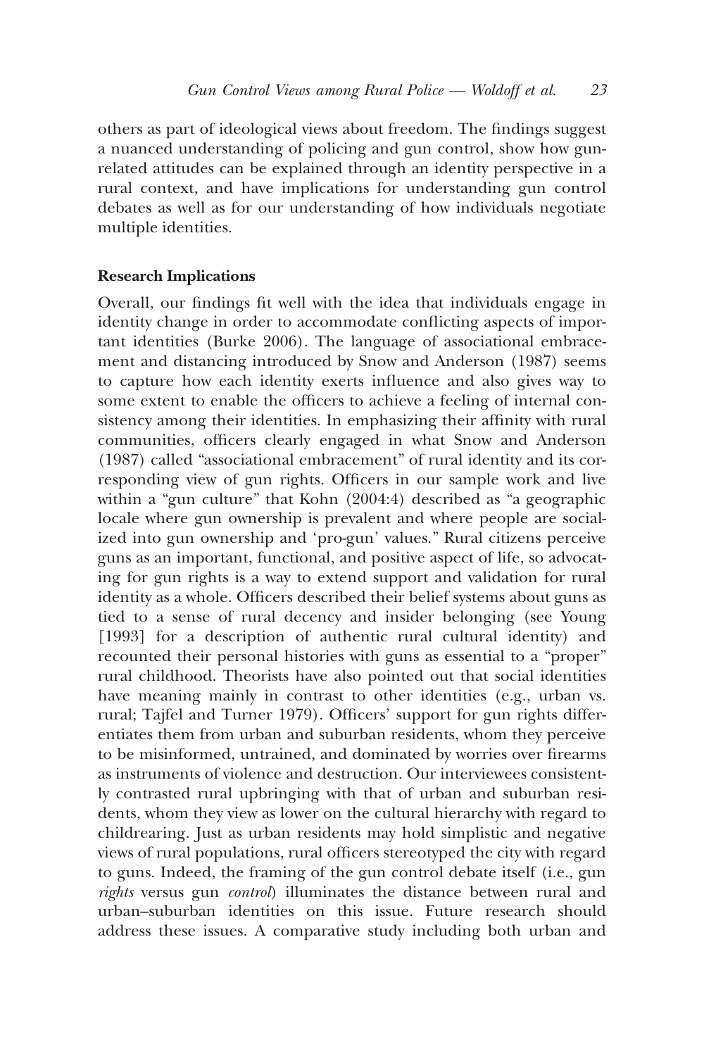others as part of ideological views about freedom. The findings suggest a nuanced understanding of policing and gun control, show how gun-related attitudes can be explained through an identity perspective in a rural context, and have implications for understanding gun control debates as well as for our understanding of how individuals negotiate multiple identities.

**Research Implications**

Overall, our findings fit well with the idea that individuals engage in identity change in order to accommodate conflicting aspects of important identities (Burke 2006). The language of associational embracement and distancing introduced by Snow and Anderson (1987) seems to capture how each identity exerts influence and also gives way to some extent to enable the officers to achieve a feeling of internal consistency among their identities. In emphasizing their affinity with rural communities, officers clearly engaged in what Snow and Anderson (1987) called "associational embracement" of rural identity and its corresponding view of gun rights. Officers in our sample work and live within a "gun culture" that Kohn (2004:4) described as "a geographic locale where gun ownership is prevalent and where people are socialized into gun ownership and 'pro-gun' values." Rural citizens perceive guns as an important, functional, and positive aspect of life, so advocating for gun rights is a way to extend support and validation for rural identity as a whole. Officers described their belief systems about guns as tied to a sense of rural decency and insider belonging (see Young [1993] for a description of authentic rural cultural identity) and recounted their personal histories with guns as essential to a "proper" rural childhood. Theorists have also pointed out that social identities have meaning mainly in contrast to other identities (e.g., urban vs. rural; Tajfel and Turner 1979). Officers' support for gun rights differentiates them from urban and suburban residents, whom they perceive to be misinformed, untrained, and dominated by worries over firearms as instruments of violence and destruction. Our interviewees consistently contrasted rural upbringing with that of urban and suburban residents, whom they view as lower on the cultural hierarchy with regard to childrearing. Just as urban residents may hold simplistic and negative views of rural populations, rural officers stereotyped the city with regard to guns. Indeed, the framing of the gun control debate itself (i.e., gun *rights* versus gun *control*) illuminates the distance between rural and urban–suburban identities on this issue. Future research should address these issues. A comparative study including both urban and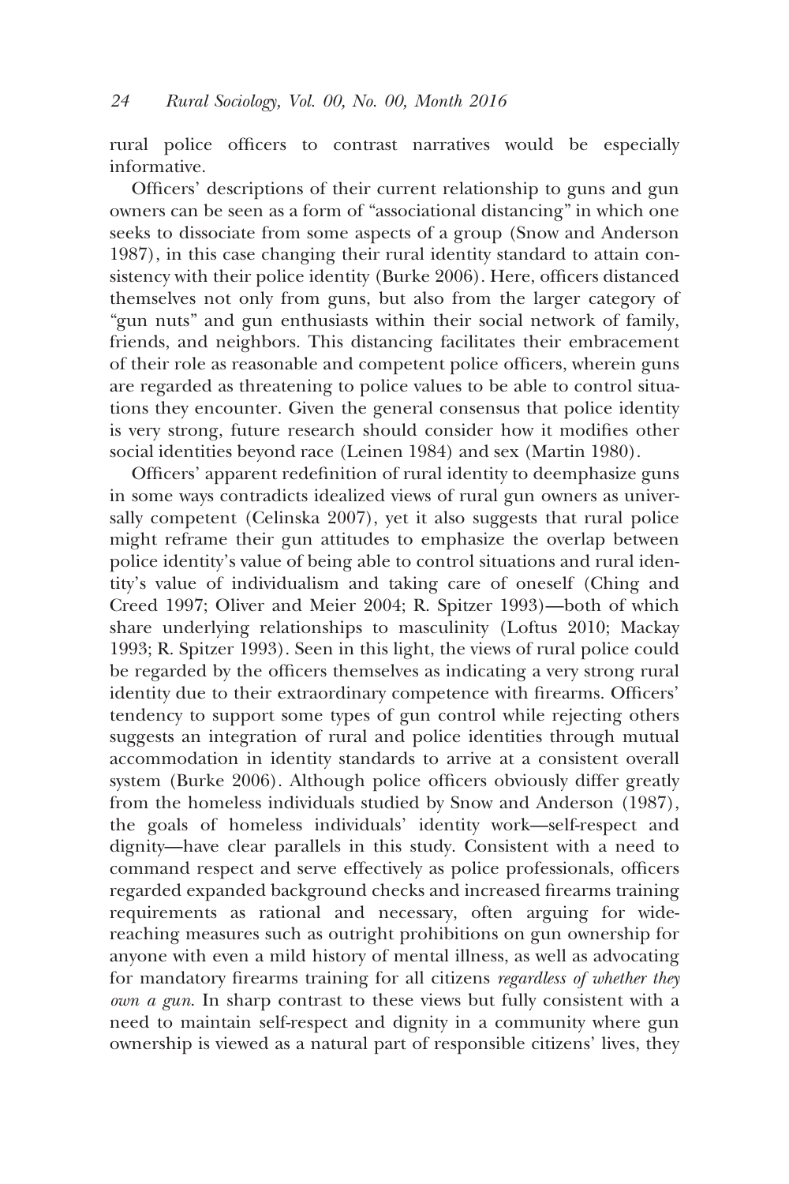rural police officers to contrast narratives would be especially informative.

Officers' descriptions of their current relationship to guns and gun owners can be seen as a form of "associational distancing" in which one seeks to dissociate from some aspects of a group (Snow and Anderson 1987), in this case changing their rural identity standard to attain consistency with their police identity (Burke 2006). Here, officers distanced themselves not only from guns, but also from the larger category of "gun nuts" and gun enthusiasts within their social network of family, friends, and neighbors. This distancing facilitates their embracement of their role as reasonable and competent police officers, wherein guns are regarded as threatening to police values to be able to control situations they encounter. Given the general consensus that police identity is very strong, future research should consider how it modifies other social identities beyond race (Leinen 1984) and sex (Martin 1980).

Officers' apparent redefinition of rural identity to deemphasize guns in some ways contradicts idealized views of rural gun owners as universally competent (Celinska 2007), yet it also suggests that rural police might reframe their gun attitudes to emphasize the overlap between police identity's value of being able to control situations and rural identity's value of individualism and taking care of oneself (Ching and Creed 1997; Oliver and Meier 2004; R. Spitzer 1993)—both of which share underlying relationships to masculinity (Loftus 2010; Mackay 1993; R. Spitzer 1993). Seen in this light, the views of rural police could be regarded by the officers themselves as indicating a very strong rural identity due to their extraordinary competence with firearms. Officers' tendency to support some types of gun control while rejecting others suggests an integration of rural and police identities through mutual accommodation in identity standards to arrive at a consistent overall system (Burke 2006). Although police officers obviously differ greatly from the homeless individuals studied by Snow and Anderson (1987), the goals of homeless individuals' identity work—self-respect and dignity—have clear parallels in this study. Consistent with a need to command respect and serve effectively as police professionals, officers regarded expanded background checks and increased firearms training requirements as rational and necessary, often arguing for wide-reaching measures such as outright prohibitions on gun ownership for anyone with even a mild history of mental illness, as well as advocating for mandatory firearms training for all citizens *regardless of whether they own a gun*. In sharp contrast to these views but fully consistent with a need to maintain self-respect and dignity in a community where gun ownership is viewed as a natural part of responsible citizens' lives, they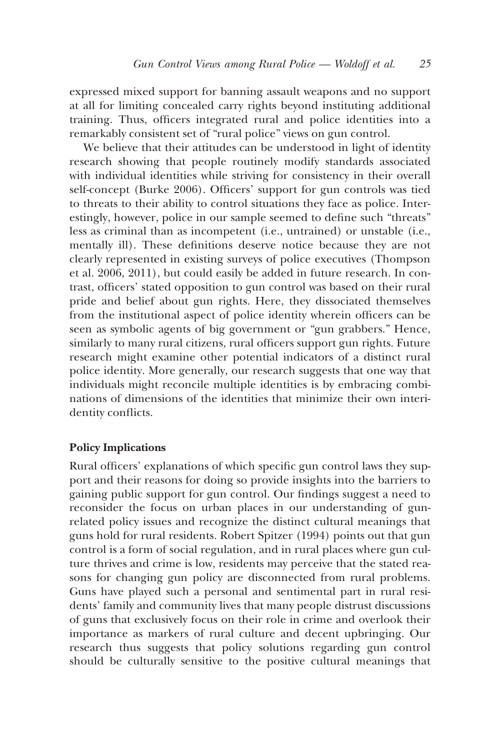expressed mixed support for banning assault weapons and no support at all for limiting concealed carry rights beyond instituting additional training. Thus, officers integrated rural and police identities into a remarkably consistent set of "rural police" views on gun control.

We believe that their attitudes can be understood in light of identity research showing that people routinely modify standards associated with individual identities while striving for consistency in their overall self-concept (Burke 2006). Officers' support for gun controls was tied to threats to their ability to control situations they face as police. Interestingly, however, police in our sample seemed to define such "threats" less as criminal than as incompetent (i.e., untrained) or unstable (i.e., mentally ill). These definitions deserve notice because they are not clearly represented in existing surveys of police executives (Thompson et al. 2006, 2011), but could easily be added in future research. In contrast, officers' stated opposition to gun control was based on their rural pride and belief about gun rights. Here, they dissociated themselves from the institutional aspect of police identity wherein officers can be seen as symbolic agents of big government or "gun grabbers." Hence, similarly to many rural citizens, rural officers support gun rights. Future research might examine other potential indicators of a distinct rural police identity. More generally, our research suggests that one way that individuals might reconcile multiple identities is by embracing combinations of dimensions of the identities that minimize their own interidentity conflicts.

**Policy Implications**

Rural officers' explanations of which specific gun control laws they support and their reasons for doing so provide insights into the barriers to gaining public support for gun control. Our findings suggest a need to reconsider the focus on urban places in our understanding of gun-related policy issues and recognize the distinct cultural meanings that guns hold for rural residents. Robert Spitzer (1994) points out that gun control is a form of social regulation, and in rural places where gun culture thrives and crime is low, residents may perceive that the stated reasons for changing gun policy are disconnected from rural problems. Guns have played such a personal and sentimental part in rural residents' family and community lives that many people distrust discussions of guns that exclusively focus on their role in crime and overlook their importance as markers of rural culture and decent upbringing. Our research thus suggests that policy solutions regarding gun control should be culturally sensitive to the positive cultural meanings that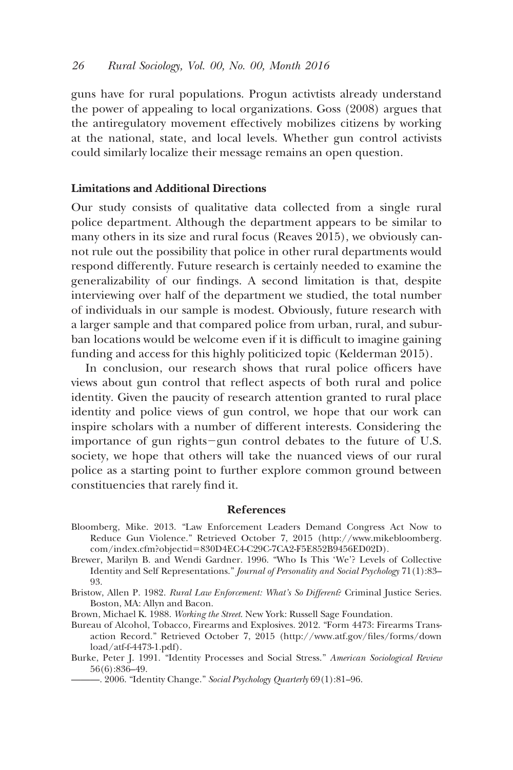guns have for rural populations. Progun activtists already understand the power of appealing to local organizations. Goss (2008) argues that the antiregulatory movement effectively mobilizes citizens by working at the national, state, and local levels. Whether gun control activists could similarly localize their message remains an open question.

### Limitations and Additional Directions

Our study consists of qualitative data collected from a single rural police department. Although the department appears to be similar to many others in its size and rural focus (Reaves 2015), we obviously cannot rule out the possibility that police in other rural departments would respond differently. Future research is certainly needed to examine the generalizability of our findings. A second limitation is that, despite interviewing over half of the department we studied, the total number of individuals in our sample is modest. Obviously, future research with a larger sample and that compared police from urban, rural, and suburban locations would be welcome even if it is difficult to imagine gaining funding and access for this highly politicized topic (Kelderman 2015).

In conclusion, our research shows that rural police officers have views about gun control that reflect aspects of both rural and police identity. Given the paucity of research attention granted to rural place identity and police views of gun control, we hope that our work can inspire scholars with a number of different interests. Considering the importance of gun rights−gun control debates to the future of U.S. society, we hope that others will take the nuanced views of our rural police as a starting point to further explore common ground between constituencies that rarely find it.

## References

Bloomberg, Mike. 2013. "Law Enforcement Leaders Demand Congress Act Now to Reduce Gun Violence." Retrieved October 7, 2015 (http://www.mikebloomberg.com/index.cfm?objectid=830D4EC4-C29C-7CA2-F5E852B9456ED02D).

Brewer, Marilyn B. and Wendi Gardner. 1996. "Who Is This 'We'? Levels of Collective Identity and Self Representations." *Journal of Personality and Social Psychology* 71(1):83–93.

Bristow, Allen P. 1982. *Rural Law Enforcement: What's So Different?* Criminal Justice Series. Boston, MA: Allyn and Bacon.

Brown, Michael K. 1988. *Working the Street*. New York: Russell Sage Foundation.

Bureau of Alcohol, Tobacco, Firearms and Explosives. 2012. "Form 4473: Firearms Transaction Record." Retrieved October 7, 2015 (http://www.atf.gov/files/forms/download/atf-f-4473-1.pdf).

Burke, Peter J. 1991. "Identity Processes and Social Stress." *American Sociological Review* 56(6):836–49.

———. 2006. "Identity Change." *Social Psychology Quarterly* 69(1):81–96.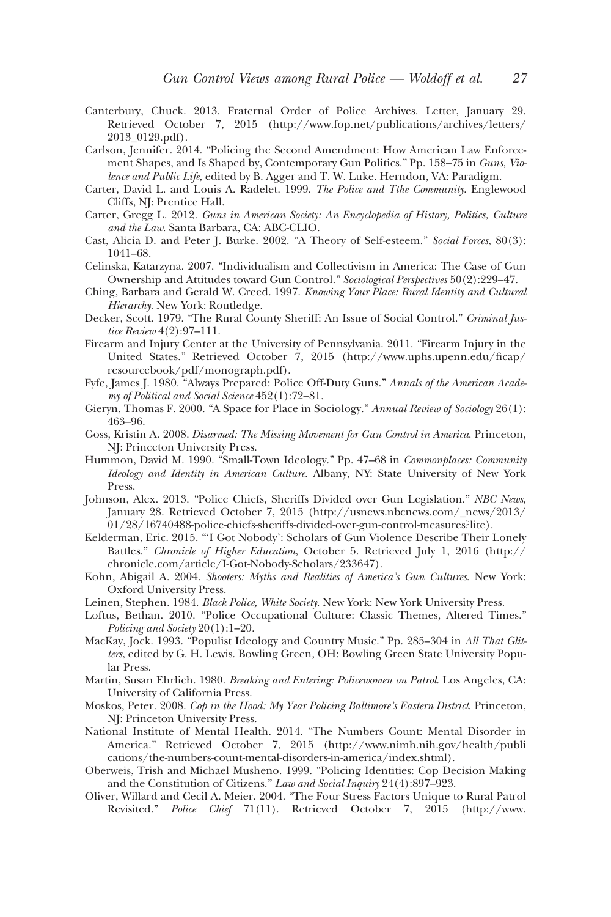Canterbury, Chuck. 2013. Fraternal Order of Police Archives. Letter, January 29. Retrieved October 7, 2015 (http://www.fop.net/publications/archives/letters/2013_0129.pdf).

Carlson, Jennifer. 2014. "Policing the Second Amendment: How American Law Enforcement Shapes, and Is Shaped by, Contemporary Gun Politics." Pp. 158–75 in *Guns, Violence and Public Life*, edited by B. Agger and T. W. Luke. Herndon, VA: Paradigm.

Carter, David L. and Louis A. Radelet. 1999. *The Police and Tthe Community*. Englewood Cliffs, NJ: Prentice Hall.

Carter, Gregg L. 2012. *Guns in American Society: An Encyclopedia of History, Politics, Culture and the Law*. Santa Barbara, CA: ABC-CLIO.

Cast, Alicia D. and Peter J. Burke. 2002. "A Theory of Self-esteem." *Social Forces*, 80(3): 1041–68.

Celinska, Katarzyna. 2007. "Individualism and Collectivism in America: The Case of Gun Ownership and Attitudes toward Gun Control." *Sociological Perspectives* 50(2):229–47.

Ching, Barbara and Gerald W. Creed. 1997. *Knowing Your Place: Rural Identity and Cultural Hierarchy*. New York: Routledge.

Decker, Scott. 1979. "The Rural County Sheriff: An Issue of Social Control." *Criminal Justice Review* 4(2):97–111.

Firearm and Injury Center at the University of Pennsylvania. 2011. "Firearm Injury in the United States." Retrieved October 7, 2015 (http://www.uphs.upenn.edu/ficap/resourcebook/pdf/monograph.pdf).

Fyfe, James J. 1980. "Always Prepared: Police Off-Duty Guns." *Annals of the American Academy of Political and Social Science* 452(1):72–81.

Gieryn, Thomas F. 2000. "A Space for Place in Sociology." *Annual Review of Sociology* 26(1): 463–96.

Goss, Kristin A. 2008. *Disarmed: The Missing Movement for Gun Control in America*. Princeton, NJ: Princeton University Press.

Hummon, David M. 1990. "Small-Town Ideology." Pp. 47–68 in *Commonplaces: Community Ideology and Identity in American Culture*. Albany, NY: State University of New York Press.

Johnson, Alex. 2013. "Police Chiefs, Sheriffs Divided over Gun Legislation." *NBC News*, January 28. Retrieved October 7, 2015 (http://usnews.nbcnews.com/_news/2013/01/28/16740488-police-chiefs-sheriffs-divided-over-gun-control-measures?lite).

Kelderman, Eric. 2015. "'I Got Nobody': Scholars of Gun Violence Describe Their Lonely Battles." *Chronicle of Higher Education*, October 5. Retrieved July 1, 2016 (http://chronicle.com/article/I-Got-Nobody-Scholars/233647).

Kohn, Abigail A. 2004. *Shooters: Myths and Realities of America's Gun Cultures*. New York: Oxford University Press.

Leinen, Stephen. 1984. *Black Police, White Society*. New York: New York University Press.

Loftus, Bethan. 2010. "Police Occupational Culture: Classic Themes, Altered Times." *Policing and Society* 20(1):1–20.

MacKay, Jock. 1993. "Populist Ideology and Country Music." Pp. 285–304 in *All That Glitters*, edited by G. H. Lewis. Bowling Green, OH: Bowling Green State University Popular Press.

Martin, Susan Ehrlich. 1980. *Breaking and Entering: Policewomen on Patrol*. Los Angeles, CA: University of California Press.

Moskos, Peter. 2008. *Cop in the Hood: My Year Policing Baltimore's Eastern District*. Princeton, NJ: Princeton University Press.

National Institute of Mental Health. 2014. "The Numbers Count: Mental Disorder in America." Retrieved October 7, 2015 (http://www.nimh.nih.gov/health/publications/the-numbers-count-mental-disorders-in-america/index.shtml).

Oberweis, Trish and Michael Musheno. 1999. "Policing Identities: Cop Decision Making and the Constitution of Citizens." *Law and Social Inquiry* 24(4):897–923.

Oliver, Willard and Cecil A. Meier. 2004. "The Four Stress Factors Unique to Rural Patrol Revisited." *Police Chief* 71(11). Retrieved October 7, 2015 (http://www.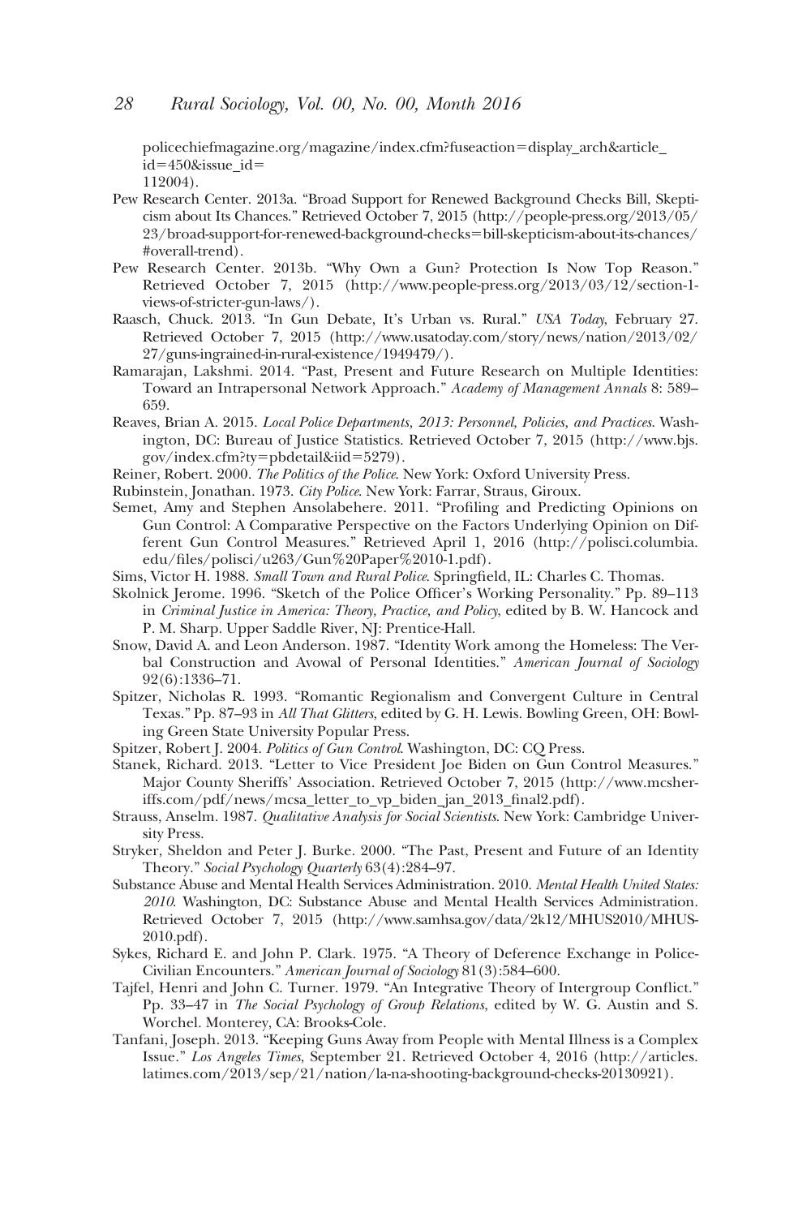policechiefmagazine.org/magazine/index.cfm?fuseaction=display_arch&article_id=450&issue_id=112004).

Pew Research Center. 2013a. "Broad Support for Renewed Background Checks Bill, Skepticism about Its Chances." Retrieved October 7, 2015 (http://people-press.org/2013/05/23/broad-support-for-renewed-background-checks=bill-skepticism-about-its-chances/#overall-trend).

Pew Research Center. 2013b. "Why Own a Gun? Protection Is Now Top Reason." Retrieved October 7, 2015 (http://www.people-press.org/2013/03/12/section-1-views-of-stricter-gun-laws/).

Raasch, Chuck. 2013. "In Gun Debate, It's Urban vs. Rural." *USA Today*, February 27. Retrieved October 7, 2015 (http://www.usatoday.com/story/news/nation/2013/02/27/guns-ingrained-in-rural-existence/1949479/).

Ramarajan, Lakshmi. 2014. "Past, Present and Future Research on Multiple Identities: Toward an Intrapersonal Network Approach." *Academy of Management Annals* 8: 589–659.

Reaves, Brian A. 2015. *Local Police Departments, 2013: Personnel, Policies, and Practices*. Washington, DC: Bureau of Justice Statistics. Retrieved October 7, 2015 (http://www.bjs.gov/index.cfm?ty=pbdetail&iid=5279).

Reiner, Robert. 2000. *The Politics of the Police*. New York: Oxford University Press.

Rubinstein, Jonathan. 1973. *City Police*. New York: Farrar, Straus, Giroux.

Semet, Amy and Stephen Ansolabehere. 2011. "Profiling and Predicting Opinions on Gun Control: A Comparative Perspective on the Factors Underlying Opinion on Different Gun Control Measures." Retrieved April 1, 2016 (http://polisci.columbia.edu/files/polisci/u263/Gun%20Paper%2010-1.pdf).

Sims, Victor H. 1988. *Small Town and Rural Police*. Springfield, IL: Charles C. Thomas.

Skolnick Jerome. 1996. "Sketch of the Police Officer's Working Personality." Pp. 89–113 in *Criminal Justice in America: Theory, Practice, and Policy*, edited by B. W. Hancock and P. M. Sharp. Upper Saddle River, NJ: Prentice-Hall.

Snow, David A. and Leon Anderson. 1987. "Identity Work among the Homeless: The Verbal Construction and Avowal of Personal Identities." *American Journal of Sociology* 92(6):1336–71.

Spitzer, Nicholas R. 1993. "Romantic Regionalism and Convergent Culture in Central Texas." Pp. 87–93 in *All That Glitters*, edited by G. H. Lewis. Bowling Green, OH: Bowling Green State University Popular Press.

Spitzer, Robert J. 2004. *Politics of Gun Control*. Washington, DC: CQ Press.

Stanek, Richard. 2013. "Letter to Vice President Joe Biden on Gun Control Measures." Major County Sheriffs' Association. Retrieved October 7, 2015 (http://www.mcsheriffs.com/pdf/news/mcsa_letter_to_vp_biden_jan_2013_final2.pdf).

Strauss, Anselm. 1987. *Qualitative Analysis for Social Scientists*. New York: Cambridge University Press.

Stryker, Sheldon and Peter J. Burke. 2000. "The Past, Present and Future of an Identity Theory." *Social Psychology Quarterly* 63(4):284–97.

Substance Abuse and Mental Health Services Administration. 2010. *Mental Health United States: 2010*. Washington, DC: Substance Abuse and Mental Health Services Administration. Retrieved October 7, 2015 (http://www.samhsa.gov/data/2k12/MHUS2010/MHUS-2010.pdf).

Sykes, Richard E. and John P. Clark. 1975. "A Theory of Deference Exchange in Police-Civilian Encounters." *American Journal of Sociology* 81(3):584–600.

Tajfel, Henri and John C. Turner. 1979. "An Integrative Theory of Intergroup Conflict." Pp. 33–47 in *The Social Psychology of Group Relations*, edited by W. G. Austin and S. Worchel. Monterey, CA: Brooks-Cole.

Tanfani, Joseph. 2013. "Keeping Guns Away from People with Mental Illness is a Complex Issue." *Los Angeles Times*, September 21. Retrieved October 4, 2016 (http://articles.latimes.com/2013/sep/21/nation/la-na-shooting-background-checks-20130921).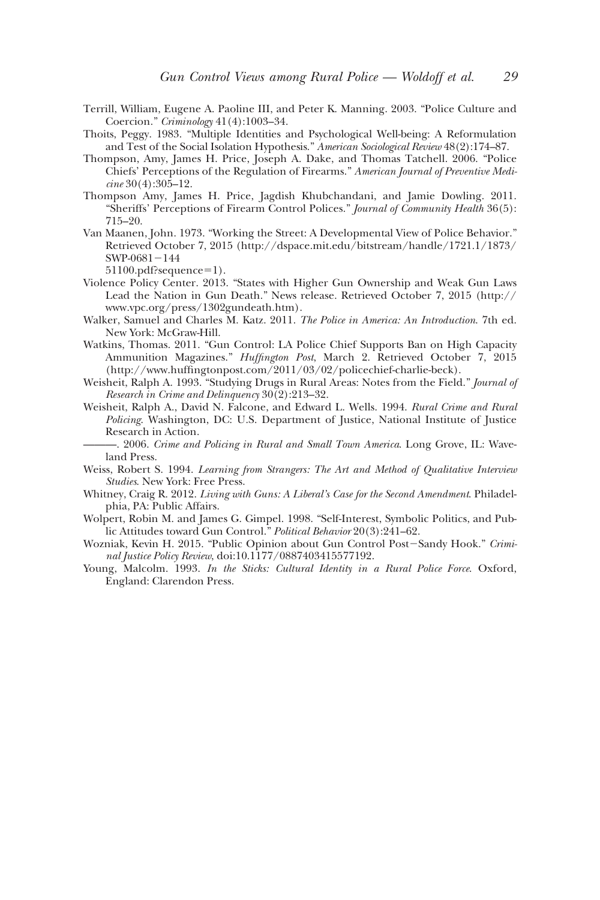Terrill, William, Eugene A. Paoline III, and Peter K. Manning. 2003. "Police Culture and Coercion." *Criminology* 41(4):1003–34.

Thoits, Peggy. 1983. "Multiple Identities and Psychological Well-being: A Reformulation and Test of the Social Isolation Hypothesis." *American Sociological Review* 48(2):174–87.

Thompson, Amy, James H. Price, Joseph A. Dake, and Thomas Tatchell. 2006. "Police Chiefs' Perceptions of the Regulation of Firearms." *American Journal of Preventive Medicine* 30(4):305–12.

Thompson Amy, James H. Price, Jagdish Khubchandani, and Jamie Dowling. 2011. "Sheriffs' Perceptions of Firearm Control Polices." *Journal of Community Health* 36(5): 715–20.

Van Maanen, John. 1973. "Working the Street: A Developmental View of Police Behavior." Retrieved October 7, 2015 (http://dspace.mit.edu/bitstream/handle/1721.1/1873/SWP-0681−144
51100.pdf?sequence=1).

Violence Policy Center. 2013. "States with Higher Gun Ownership and Weak Gun Laws Lead the Nation in Gun Death." News release. Retrieved October 7, 2015 (http://www.vpc.org/press/1302gundeath.htm).

Walker, Samuel and Charles M. Katz. 2011. *The Police in America: An Introduction*. 7th ed. New York: McGraw-Hill.

Watkins, Thomas. 2011. "Gun Control: LA Police Chief Supports Ban on High Capacity Ammunition Magazines." *Huffington Post*, March 2. Retrieved October 7, 2015 (http://www.huffingtonpost.com/2011/03/02/policechief-charlie-beck).

Weisheit, Ralph A. 1993. "Studying Drugs in Rural Areas: Notes from the Field." *Journal of Research in Crime and Delinquency* 30(2):213–32.

Weisheit, Ralph A., David N. Falcone, and Edward L. Wells. 1994. *Rural Crime and Rural Policing*. Washington, DC: U.S. Department of Justice, National Institute of Justice Research in Action.

———. 2006. *Crime and Policing in Rural and Small Town America*. Long Grove, IL: Waveland Press.

Weiss, Robert S. 1994. *Learning from Strangers: The Art and Method of Qualitative Interview Studies*. New York: Free Press.

Whitney, Craig R. 2012. *Living with Guns: A Liberal's Case for the Second Amendment*. Philadelphia, PA: Public Affairs.

Wolpert, Robin M. and James G. Gimpel. 1998. "Self-Interest, Symbolic Politics, and Public Attitudes toward Gun Control." *Political Behavior* 20(3):241–62.

Wozniak, Kevin H. 2015. "Public Opinion about Gun Control Post−Sandy Hook." *Criminal Justice Policy Review*, doi:10.1177/0887403415577192.

Young, Malcolm. 1993. *In the Sticks: Cultural Identity in a Rural Police Force*. Oxford, England: Clarendon Press.